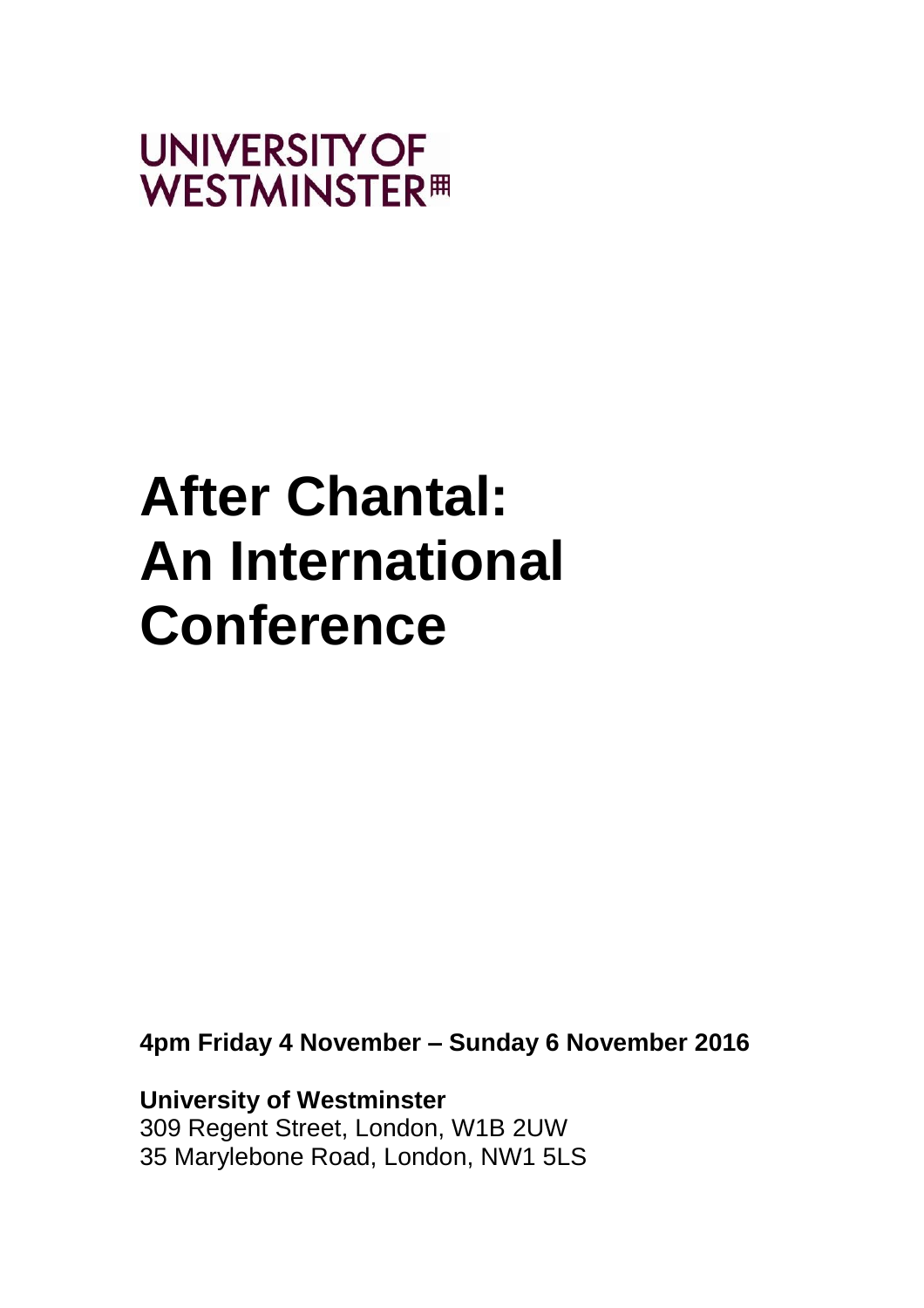UNIVERSITY OF WESTMINSTER

# After Chantal: An International Conference

**4pm Friday 4 November – Sunday 6 November 2016**

**University of Westminster**
309 Regent Street, London, W1B 2UW
35 Marylebone Road, London, NW1 5LS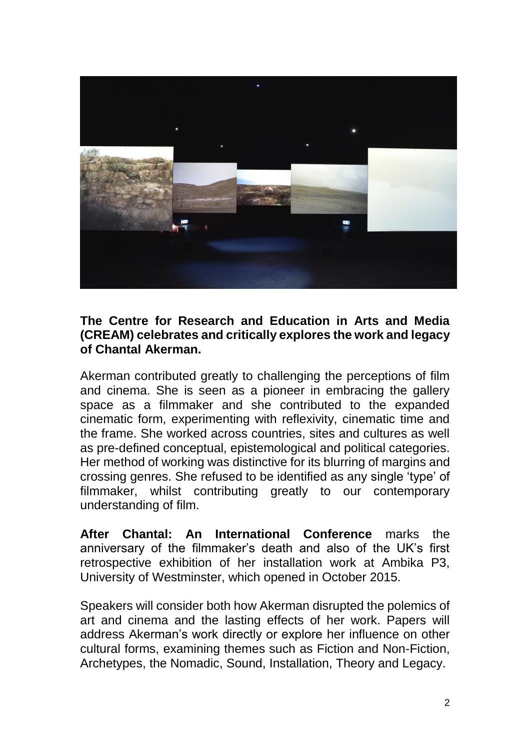**The Centre for Research and Education in Arts and Media (CREAM) celebrates and critically explores the work and legacy of Chantal Akerman.**

Akerman contributed greatly to challenging the perceptions of film and cinema. She is seen as a pioneer in embracing the gallery space as a filmmaker and she contributed to the expanded cinematic form, experimenting with reflexivity, cinematic time and the frame. She worked across countries, sites and cultures as well as pre-defined conceptual, epistemological and political categories. Her method of working was distinctive for its blurring of margins and crossing genres. She refused to be identified as any single 'type' of filmmaker, whilst contributing greatly to our contemporary understanding of film.

**After Chantal: An International Conference** marks the anniversary of the filmmaker's death and also of the UK's first retrospective exhibition of her installation work at Ambika P3, University of Westminster, which opened in October 2015.

Speakers will consider both how Akerman disrupted the polemics of art and cinema and the lasting effects of her work. Papers will address Akerman's work directly or explore her influence on other cultural forms, examining themes such as Fiction and Non-Fiction, Archetypes, the Nomadic, Sound, Installation, Theory and Legacy.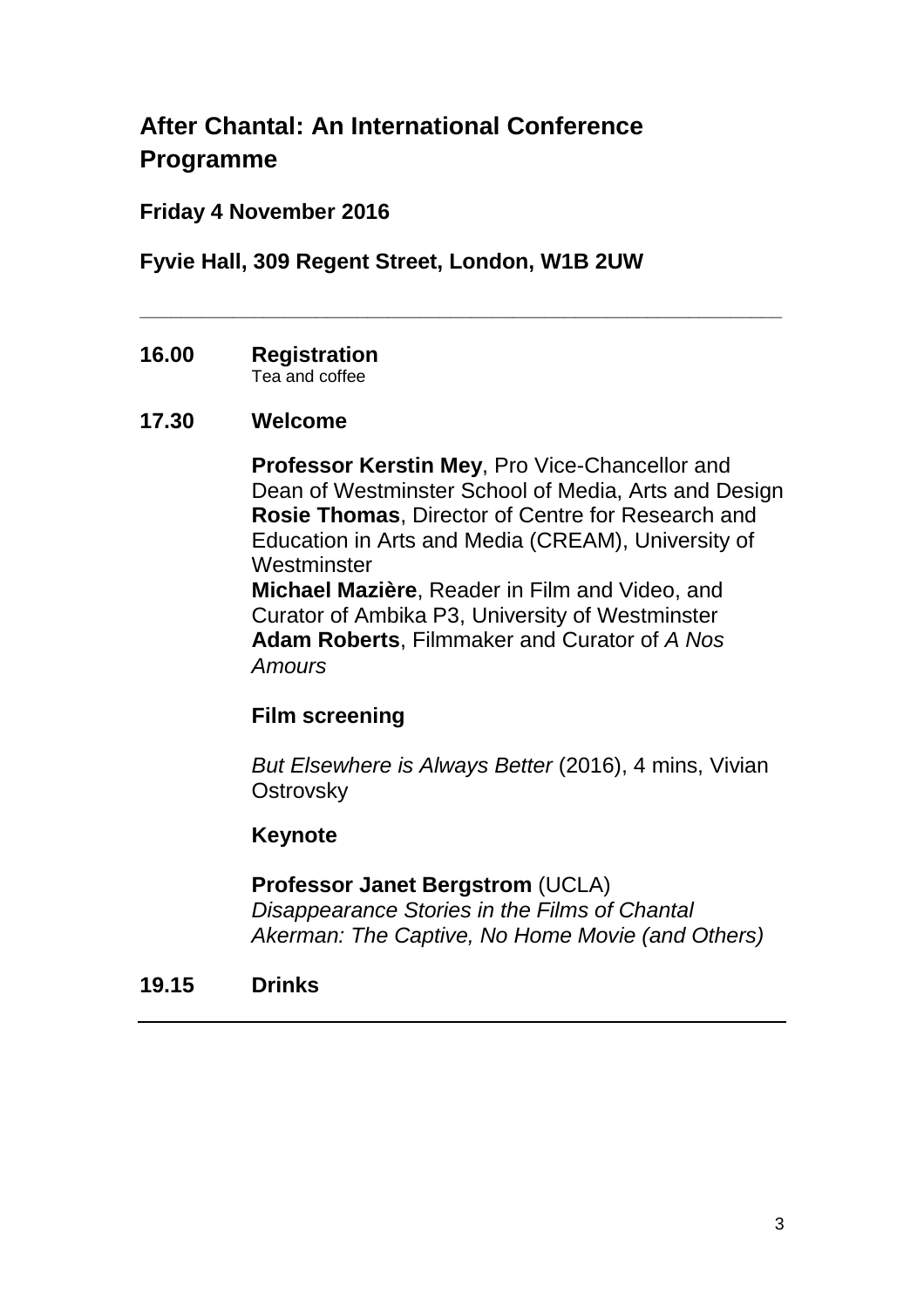# After Chantal: An International Conference Programme

**Friday 4 November 2016**

**Fyvie Hall, 309 Regent Street, London, W1B 2UW**

---

**16.00 Registration**
Tea and coffee

**17.30 Welcome**

**Professor Kerstin Mey**, Pro Vice-Chancellor and Dean of Westminster School of Media, Arts and Design
**Rosie Thomas**, Director of Centre for Research and Education in Arts and Media (CREAM), University of Westminster
**Michael Mazière**, Reader in Film and Video, and Curator of Ambika P3, University of Westminster
**Adam Roberts**, Filmmaker and Curator of *A Nos Amours*

**Film screening**

*But Elsewhere is Always Better* (2016), 4 mins, Vivian Ostrovsky

**Keynote**

**Professor Janet Bergstrom** (UCLA)
*Disappearance Stories in the Films of Chantal Akerman: The Captive, No Home Movie (and Others)*

**19.15 Drinks**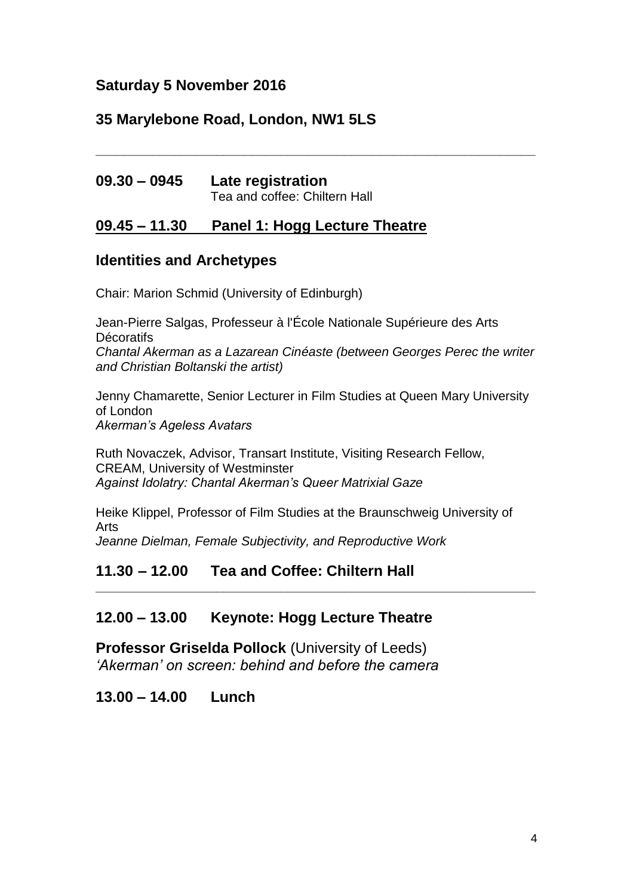**Saturday 5 November 2016**

**35 Marylebone Road, London, NW1 5LS**

---

**09.30 – 0945 Late registration**
Tea and coffee: Chiltern Hall

## 09.45 – 11.30 Panel 1: Hogg Lecture Theatre

### Identities and Archetypes

Chair: Marion Schmid (University of Edinburgh)

Jean-Pierre Salgas, Professeur à l'École Nationale Supérieure des Arts Décoratifs
*Chantal Akerman as a Lazarean Cinéaste (between Georges Perec the writer and Christian Boltanski the artist)*

Jenny Chamarette, Senior Lecturer in Film Studies at Queen Mary University of London
*Akerman's Ageless Avatars*

Ruth Novaczek, Advisor, Transart Institute, Visiting Research Fellow, CREAM, University of Westminster
*Against Idolatry: Chantal Akerman's Queer Matrixial Gaze*

Heike Klippel, Professor of Film Studies at the Braunschweig University of Arts
*Jeanne Dielman, Female Subjectivity, and Reproductive Work*

**11.30 – 12.00 Tea and Coffee: Chiltern Hall**

---

**12.00 – 13.00 Keynote: Hogg Lecture Theatre**

**Professor Griselda Pollock** (University of Leeds)
*'Akerman' on screen: behind and before the camera*

**13.00 – 14.00 Lunch**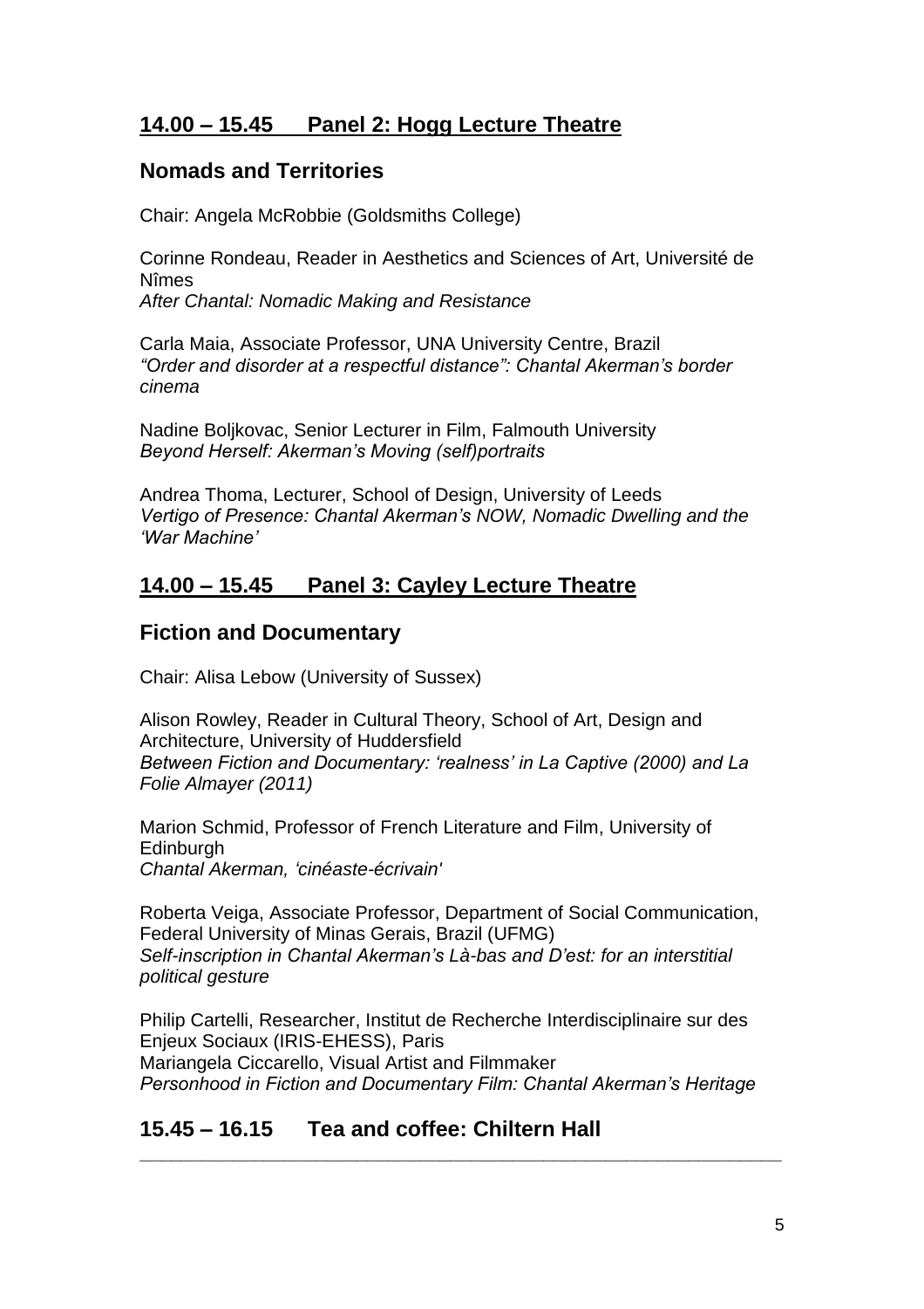## 14.00 – 15.45 Panel 2: Hogg Lecture Theatre

### Nomads and Territories

Chair: Angela McRobbie (Goldsmiths College)

Corinne Rondeau, Reader in Aesthetics and Sciences of Art, Université de Nîmes
*After Chantal: Nomadic Making and Resistance*

Carla Maia, Associate Professor, UNA University Centre, Brazil
*"Order and disorder at a respectful distance": Chantal Akerman's border cinema*

Nadine Boljkovac, Senior Lecturer in Film, Falmouth University
*Beyond Herself: Akerman's Moving (self)portraits*

Andrea Thoma, Lecturer, School of Design, University of Leeds
*Vertigo of Presence: Chantal Akerman's NOW, Nomadic Dwelling and the 'War Machine'*

## 14.00 – 15.45 Panel 3: Cayley Lecture Theatre

### Fiction and Documentary

Chair: Alisa Lebow (University of Sussex)

Alison Rowley, Reader in Cultural Theory, School of Art, Design and Architecture, University of Huddersfield
*Between Fiction and Documentary: 'realness' in La Captive (2000) and La Folie Almayer (2011)*

Marion Schmid, Professor of French Literature and Film, University of Edinburgh
*Chantal Akerman, 'cinéaste-écrivain'*

Roberta Veiga, Associate Professor, Department of Social Communication, Federal University of Minas Gerais, Brazil (UFMG)
*Self-inscription in Chantal Akerman's Là-bas and D'est: for an interstitial political gesture*

Philip Cartelli, Researcher, Institut de Recherche Interdisciplinaire sur des Enjeux Sociaux (IRIS-EHESS), Paris
Mariangela Ciccarello, Visual Artist and Filmmaker
*Personhood in Fiction and Documentary Film: Chantal Akerman's Heritage*

## 15.45 – 16.15 Tea and coffee: Chiltern Hall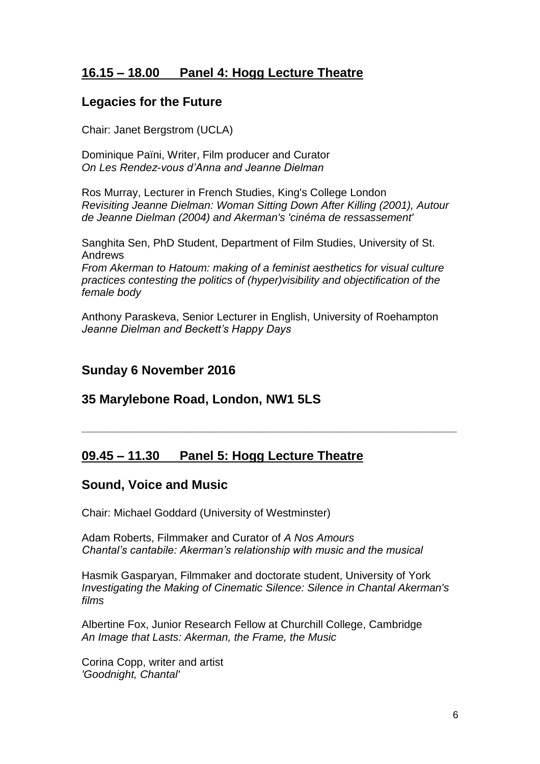## 16.15 – 18.00 Panel 4: Hogg Lecture Theatre

### Legacies for the Future

Chair: Janet Bergstrom (UCLA)

Dominique Païni, Writer, Film producer and Curator
*On Les Rendez-vous d'Anna and Jeanne Dielman*

Ros Murray, Lecturer in French Studies, King's College London
*Revisiting Jeanne Dielman: Woman Sitting Down After Killing (2001), Autour de Jeanne Dielman (2004) and Akerman's 'cinéma de ressassement'*

Sanghita Sen, PhD Student, Department of Film Studies, University of St. Andrews
*From Akerman to Hatoum: making of a feminist aesthetics for visual culture practices contesting the politics of (hyper)visibility and objectification of the female body*

Anthony Paraskeva, Senior Lecturer in English, University of Roehampton
*Jeanne Dielman and Beckett's Happy Days*

### Sunday 6 November 2016

### 35 Marylebone Road, London, NW1 5LS

---

## 09.45 – 11.30 Panel 5: Hogg Lecture Theatre

### Sound, Voice and Music

Chair: Michael Goddard (University of Westminster)

Adam Roberts, Filmmaker and Curator of *A Nos Amours*
*Chantal's cantabile: Akerman's relationship with music and the musical*

Hasmik Gasparyan, Filmmaker and doctorate student, University of York
*Investigating the Making of Cinematic Silence: Silence in Chantal Akerman's films*

Albertine Fox, Junior Research Fellow at Churchill College, Cambridge
*An Image that Lasts: Akerman, the Frame, the Music*

Corina Copp, writer and artist
*'Goodnight, Chantal'*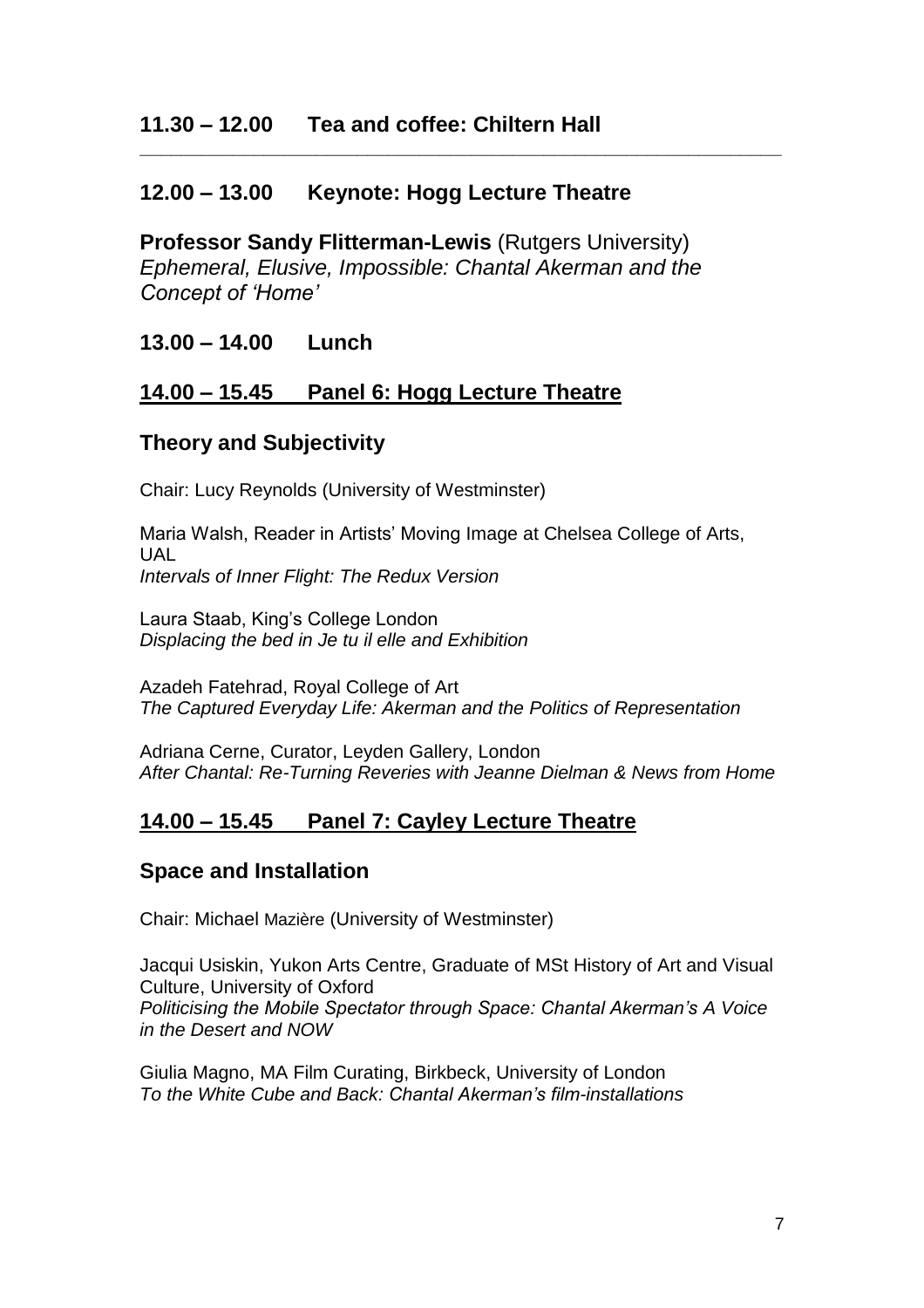## 11.30 – 12.00 Tea and coffee: Chiltern Hall

---

## 12.00 – 13.00 Keynote: Hogg Lecture Theatre

**Professor Sandy Flitterman-Lewis** (Rutgers University)
*Ephemeral, Elusive, Impossible: Chantal Akerman and the Concept of 'Home'*

## 13.00 – 14.00 Lunch

## 14.00 – 15.45 Panel 6: Hogg Lecture Theatre

### Theory and Subjectivity

Chair: Lucy Reynolds (University of Westminster)

Maria Walsh, Reader in Artists' Moving Image at Chelsea College of Arts, UAL
*Intervals of Inner Flight: The Redux Version*

Laura Staab, King's College London
*Displacing the bed in Je tu il elle and Exhibition*

Azadeh Fatehrad, Royal College of Art
*The Captured Everyday Life: Akerman and the Politics of Representation*

Adriana Cerne, Curator, Leyden Gallery, London
*After Chantal: Re-Turning Reveries with Jeanne Dielman & News from Home*

## 14.00 – 15.45 Panel 7: Cayley Lecture Theatre

### Space and Installation

Chair: Michael Mazière (University of Westminster)

Jacqui Usiskin, Yukon Arts Centre, Graduate of MSt History of Art and Visual Culture, University of Oxford
*Politicising the Mobile Spectator through Space: Chantal Akerman's A Voice in the Desert and NOW*

Giulia Magno, MA Film Curating, Birkbeck, University of London
*To the White Cube and Back: Chantal Akerman's film-installations*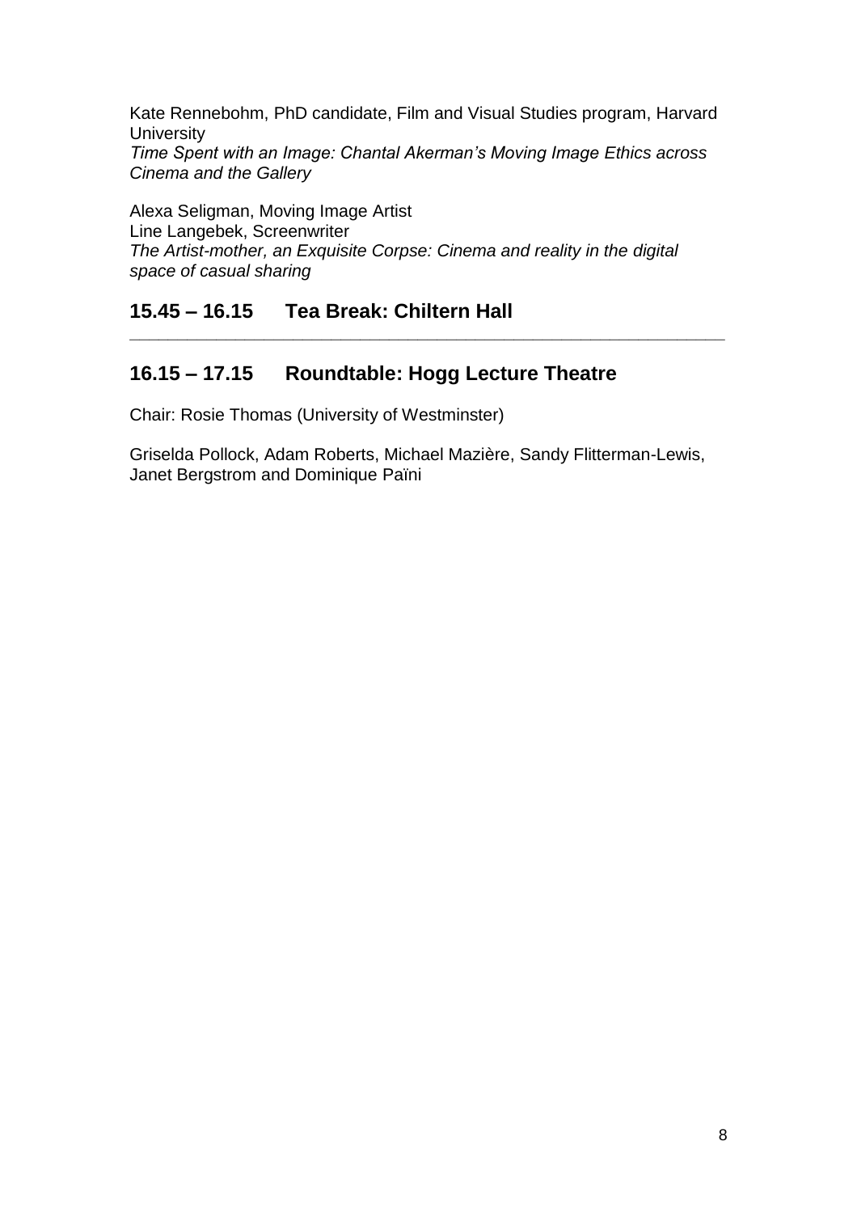Kate Rennebohm, PhD candidate, Film and Visual Studies program, Harvard University
*Time Spent with an Image: Chantal Akerman's Moving Image Ethics across Cinema and the Gallery*

Alexa Seligman, Moving Image Artist
Line Langebek, Screenwriter
*The Artist-mother, an Exquisite Corpse: Cinema and reality in the digital space of casual sharing*

## 15.45 – 16.15 Tea Break: Chiltern Hall

---

## 16.15 – 17.15 Roundtable: Hogg Lecture Theatre

Chair: Rosie Thomas (University of Westminster)

Griselda Pollock, Adam Roberts, Michael Mazière, Sandy Flitterman-Lewis, Janet Bergstrom and Dominique Païni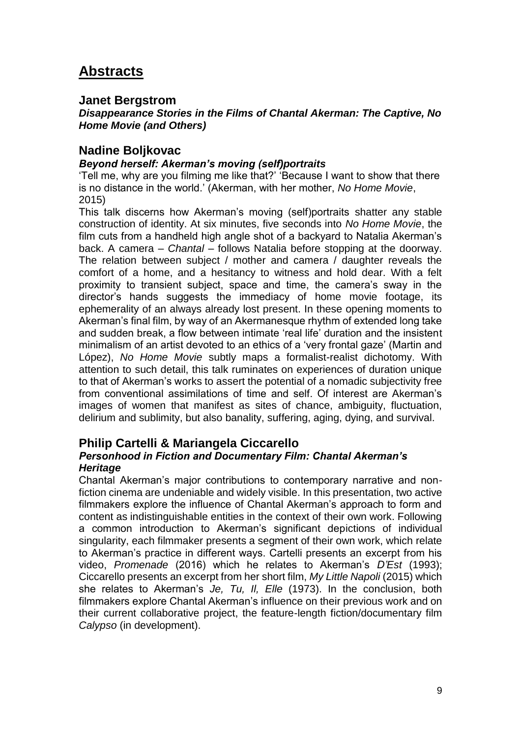# Abstracts

## Janet Bergstrom

### *Disappearance Stories in the Films of Chantal Akerman: The Captive, No Home Movie (and Others)*

## Nadine Boljkovac

### *Beyond herself: Akerman's moving (self)portraits*

'Tell me, why are you filming me like that?' 'Because I want to show that there is no distance in the world.' (Akerman, with her mother, *No Home Movie*, 2015)

This talk discerns how Akerman's moving (self)portraits shatter any stable construction of identity. At six minutes, five seconds into *No Home Movie*, the film cuts from a handheld high angle shot of a backyard to Natalia Akerman's back. A camera – *Chantal* – follows Natalia before stopping at the doorway. The relation between subject / mother and camera / daughter reveals the comfort of a home, and a hesitancy to witness and hold dear. With a felt proximity to transient subject, space and time, the camera's sway in the director's hands suggests the immediacy of home movie footage, its ephemerality of an always already lost present. In these opening moments to Akerman's final film, by way of an Akermanesque rhythm of extended long take and sudden break, a flow between intimate 'real life' duration and the insistent minimalism of an artist devoted to an ethics of a 'very frontal gaze' (Martin and López), *No Home Movie* subtly maps a formalist-realist dichotomy. With attention to such detail, this talk ruminates on experiences of duration unique to that of Akerman's works to assert the potential of a nomadic subjectivity free from conventional assimilations of time and self. Of interest are Akerman's images of women that manifest as sites of chance, ambiguity, fluctuation, delirium and sublimity, but also banality, suffering, aging, dying, and survival.

## Philip Cartelli & Mariangela Ciccarello

### *Personhood in Fiction and Documentary Film: Chantal Akerman's Heritage*

Chantal Akerman's major contributions to contemporary narrative and non-fiction cinema are undeniable and widely visible. In this presentation, two active filmmakers explore the influence of Chantal Akerman's approach to form and content as indistinguishable entities in the context of their own work. Following a common introduction to Akerman's significant depictions of individual singularity, each filmmaker presents a segment of their own work, which relate to Akerman's practice in different ways. Cartelli presents an excerpt from his video, *Promenade* (2016) which he relates to Akerman's *D'Est* (1993); Ciccarello presents an excerpt from her short film, *My Little Napoli* (2015) which she relates to Akerman's *Je, Tu, Il, Elle* (1973). In the conclusion, both filmmakers explore Chantal Akerman's influence on their previous work and on their current collaborative project, the feature-length fiction/documentary film *Calypso* (in development).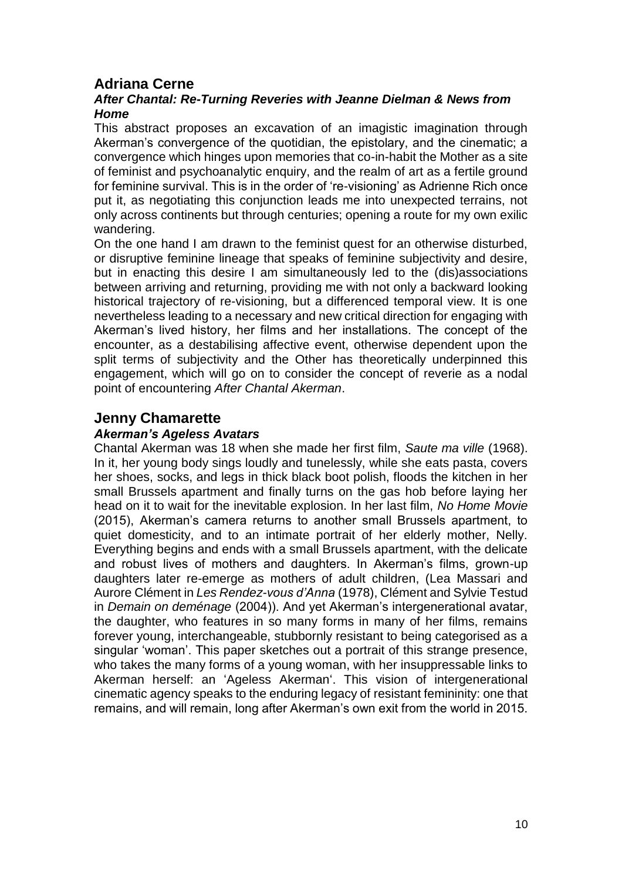## Adriana Cerne

### *After Chantal: Re-Turning Reveries with Jeanne Dielman & News from Home*

This abstract proposes an excavation of an imagistic imagination through Akerman's convergence of the quotidian, the epistolary, and the cinematic; a convergence which hinges upon memories that co-in-habit the Mother as a site of feminist and psychoanalytic enquiry, and the realm of art as a fertile ground for feminine survival. This is in the order of 're-visioning' as Adrienne Rich once put it, as negotiating this conjunction leads me into unexpected terrains, not only across continents but through centuries; opening a route for my own exilic wandering.

On the one hand I am drawn to the feminist quest for an otherwise disturbed, or disruptive feminine lineage that speaks of feminine subjectivity and desire, but in enacting this desire I am simultaneously led to the (dis)associations between arriving and returning, providing me with not only a backward looking historical trajectory of re-visioning, but a differenced temporal view. It is one nevertheless leading to a necessary and new critical direction for engaging with Akerman's lived history, her films and her installations. The concept of the encounter, as a destabilising affective event, otherwise dependent upon the split terms of subjectivity and the Other has theoretically underpinned this engagement, which will go on to consider the concept of reverie as a nodal point of encountering *After Chantal Akerman*.

## Jenny Chamarette

### *Akerman's Ageless Avatars*

Chantal Akerman was 18 when she made her first film, *Saute ma ville* (1968). In it, her young body sings loudly and tunelessly, while she eats pasta, covers her shoes, socks, and legs in thick black boot polish, floods the kitchen in her small Brussels apartment and finally turns on the gas hob before laying her head on it to wait for the inevitable explosion. In her last film, *No Home Movie* (2015), Akerman's camera returns to another small Brussels apartment, to quiet domesticity, and to an intimate portrait of her elderly mother, Nelly. Everything begins and ends with a small Brussels apartment, with the delicate and robust lives of mothers and daughters. In Akerman's films, grown-up daughters later re-emerge as mothers of adult children, (Lea Massari and Aurore Clément in *Les Rendez-vous d'Anna* (1978), Clément and Sylvie Testud in *Demain on deménage* (2004)). And yet Akerman's intergenerational avatar, the daughter, who features in so many forms in many of her films, remains forever young, interchangeable, stubbornly resistant to being categorised as a singular 'woman'. This paper sketches out a portrait of this strange presence, who takes the many forms of a young woman, with her insuppressable links to Akerman herself: an 'Ageless Akerman'. This vision of intergenerational cinematic agency speaks to the enduring legacy of resistant femininity: one that remains, and will remain, long after Akerman's own exit from the world in 2015.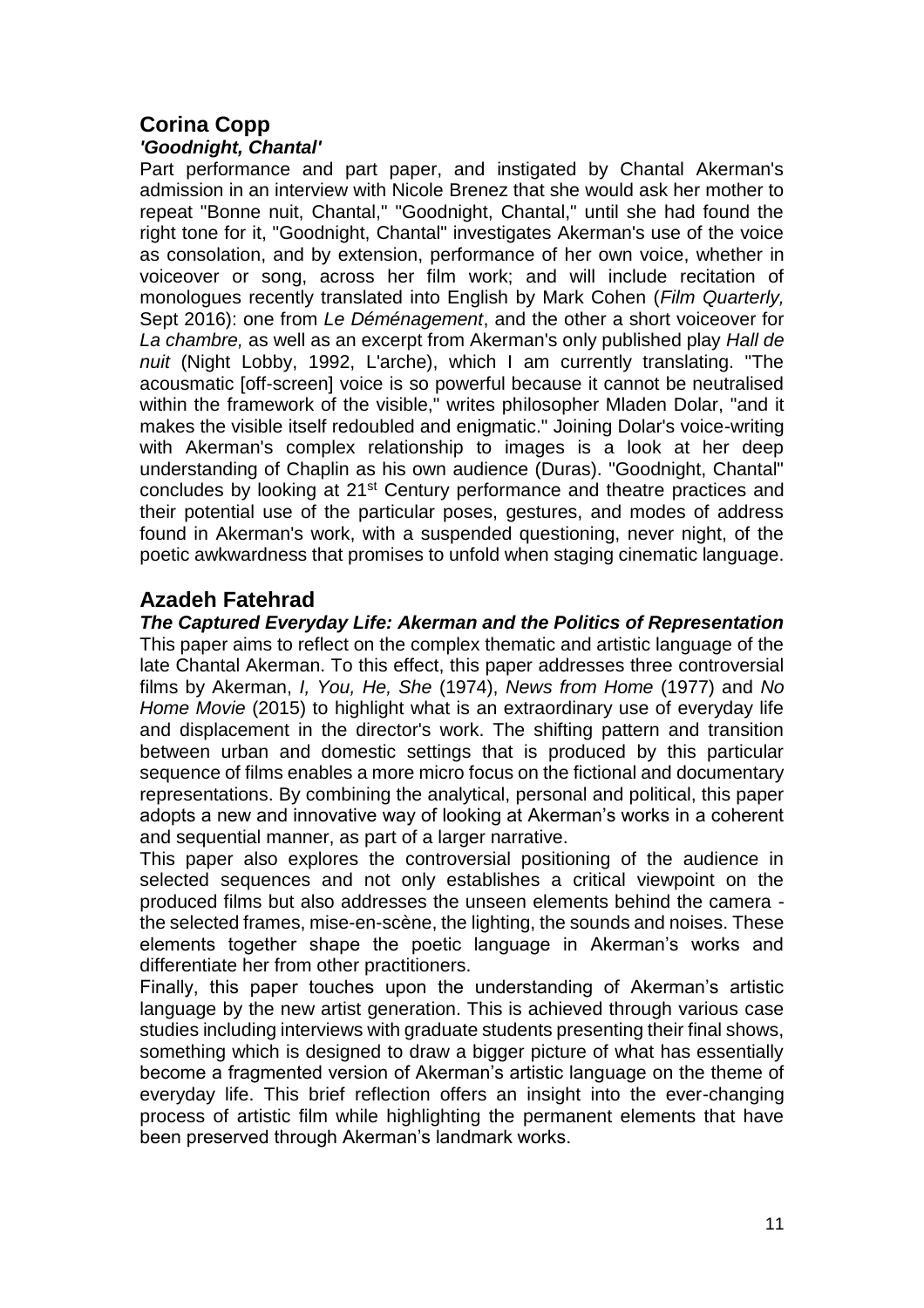## Corina Copp

### *'Goodnight, Chantal'*

Part performance and part paper, and instigated by Chantal Akerman's admission in an interview with Nicole Brenez that she would ask her mother to repeat "Bonne nuit, Chantal," "Goodnight, Chantal," until she had found the right tone for it, "Goodnight, Chantal" investigates Akerman's use of the voice as consolation, and by extension, performance of her own voice, whether in voiceover or song, across her film work; and will include recitation of monologues recently translated into English by Mark Cohen (*Film Quarterly,* Sept 2016): one from *Le Déménagement*, and the other a short voiceover for *La chambre,* as well as an excerpt from Akerman's only published play *Hall de nuit* (Night Lobby, 1992, L'arche), which I am currently translating. "The acousmatic [off-screen] voice is so powerful because it cannot be neutralised within the framework of the visible," writes philosopher Mladen Dolar, "and it makes the visible itself redoubled and enigmatic." Joining Dolar's voice-writing with Akerman's complex relationship to images is a look at her deep understanding of Chaplin as his own audience (Duras). "Goodnight, Chantal" concludes by looking at 21st Century performance and theatre practices and their potential use of the particular poses, gestures, and modes of address found in Akerman's work, with a suspended questioning, never night, of the poetic awkwardness that promises to unfold when staging cinematic language.

## Azadeh Fatehrad

### *The Captured Everyday Life: Akerman and the Politics of Representation*

This paper aims to reflect on the complex thematic and artistic language of the late Chantal Akerman. To this effect, this paper addresses three controversial films by Akerman, *I, You, He, She* (1974), *News from Home* (1977) and *No Home Movie* (2015) to highlight what is an extraordinary use of everyday life and displacement in the director's work. The shifting pattern and transition between urban and domestic settings that is produced by this particular sequence of films enables a more micro focus on the fictional and documentary representations. By combining the analytical, personal and political, this paper adopts a new and innovative way of looking at Akerman's works in a coherent and sequential manner, as part of a larger narrative.

This paper also explores the controversial positioning of the audience in selected sequences and not only establishes a critical viewpoint on the produced films but also addresses the unseen elements behind the camera - the selected frames, mise-en-scène, the lighting, the sounds and noises. These elements together shape the poetic language in Akerman's works and differentiate her from other practitioners.

Finally, this paper touches upon the understanding of Akerman's artistic language by the new artist generation. This is achieved through various case studies including interviews with graduate students presenting their final shows, something which is designed to draw a bigger picture of what has essentially become a fragmented version of Akerman's artistic language on the theme of everyday life. This brief reflection offers an insight into the ever-changing process of artistic film while highlighting the permanent elements that have been preserved through Akerman's landmark works.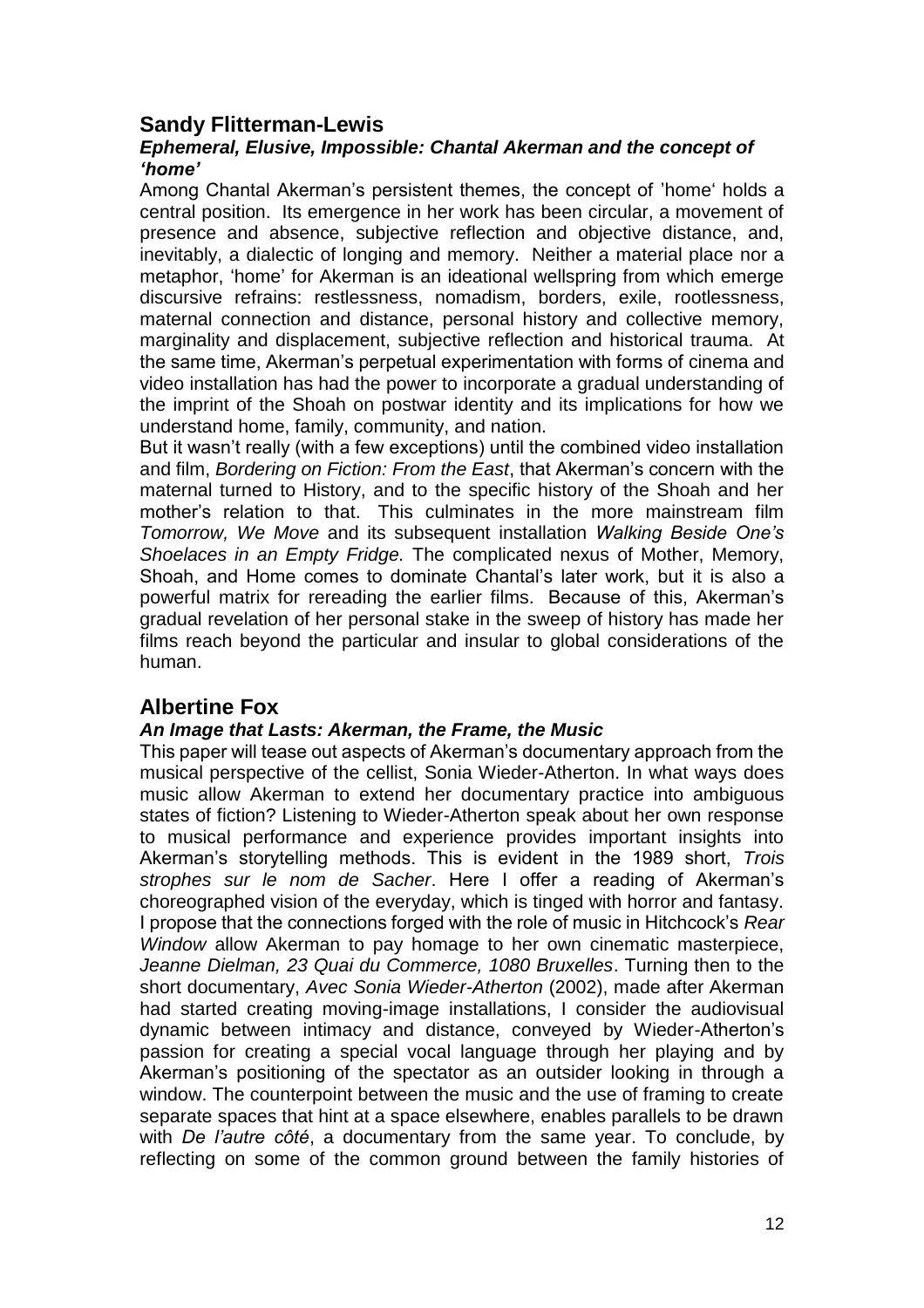## Sandy Flitterman-Lewis

### *Ephemeral, Elusive, Impossible: Chantal Akerman and the concept of 'home'*

Among Chantal Akerman's persistent themes, the concept of 'home' holds a central position. Its emergence in her work has been circular, a movement of presence and absence, subjective reflection and objective distance, and, inevitably, a dialectic of longing and memory. Neither a material place nor a metaphor, 'home' for Akerman is an ideational wellspring from which emerge discursive refrains: restlessness, nomadism, borders, exile, rootlessness, maternal connection and distance, personal history and collective memory, marginality and displacement, subjective reflection and historical trauma. At the same time, Akerman's perpetual experimentation with forms of cinema and video installation has had the power to incorporate a gradual understanding of the imprint of the Shoah on postwar identity and its implications for how we understand home, family, community, and nation.

But it wasn't really (with a few exceptions) until the combined video installation and film, *Bordering on Fiction: From the East*, that Akerman's concern with the maternal turned to History, and to the specific history of the Shoah and her mother's relation to that. This culminates in the more mainstream film *Tomorrow, We Move* and its subsequent installation *Walking Beside One's Shoelaces in an Empty Fridge.* The complicated nexus of Mother, Memory, Shoah, and Home comes to dominate Chantal's later work, but it is also a powerful matrix for rereading the earlier films. Because of this, Akerman's gradual revelation of her personal stake in the sweep of history has made her films reach beyond the particular and insular to global considerations of the human.

## Albertine Fox

### *An Image that Lasts: Akerman, the Frame, the Music*

This paper will tease out aspects of Akerman's documentary approach from the musical perspective of the cellist, Sonia Wieder-Atherton. In what ways does music allow Akerman to extend her documentary practice into ambiguous states of fiction? Listening to Wieder-Atherton speak about her own response to musical performance and experience provides important insights into Akerman's storytelling methods. This is evident in the 1989 short, *Trois strophes sur le nom de Sacher*. Here I offer a reading of Akerman's choreographed vision of the everyday, which is tinged with horror and fantasy. I propose that the connections forged with the role of music in Hitchcock's *Rear Window* allow Akerman to pay homage to her own cinematic masterpiece, *Jeanne Dielman, 23 Quai du Commerce, 1080 Bruxelles*. Turning then to the short documentary, *Avec Sonia Wieder-Atherton* (2002), made after Akerman had started creating moving-image installations, I consider the audiovisual dynamic between intimacy and distance, conveyed by Wieder-Atherton's passion for creating a special vocal language through her playing and by Akerman's positioning of the spectator as an outsider looking in through a window. The counterpoint between the music and the use of framing to create separate spaces that hint at a space elsewhere, enables parallels to be drawn with *De l'autre côté*, a documentary from the same year. To conclude, by reflecting on some of the common ground between the family histories of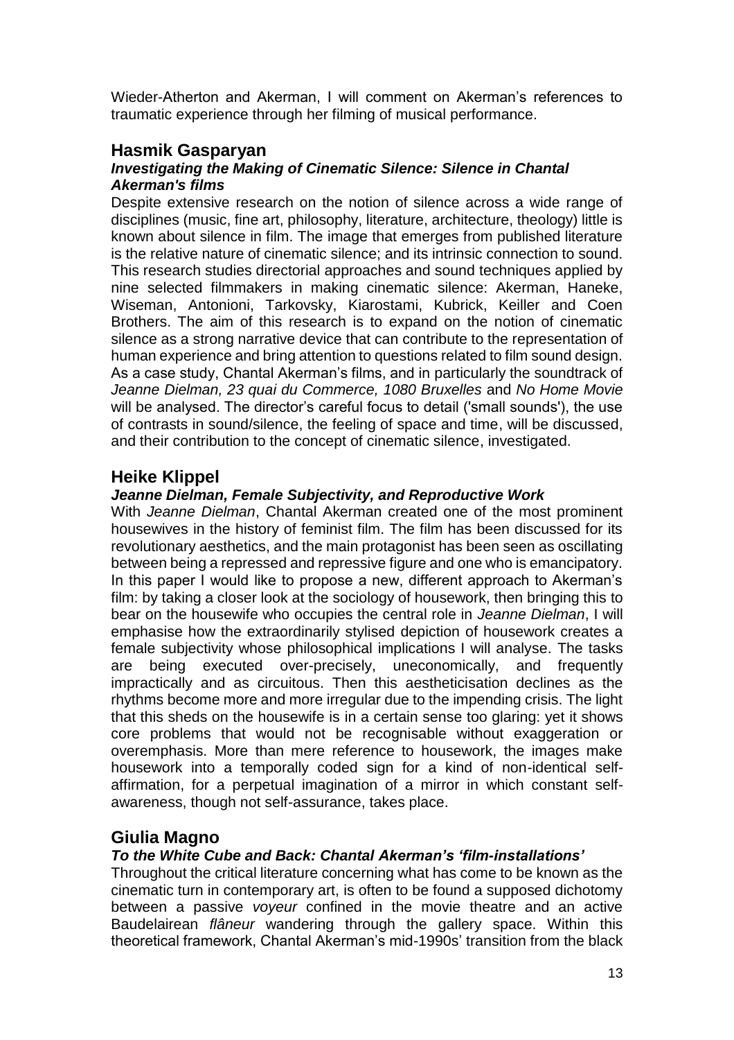Wieder-Atherton and Akerman, I will comment on Akerman's references to traumatic experience through her filming of musical performance.

## Hasmik Gasparyan

### *Investigating the Making of Cinematic Silence: Silence in Chantal Akerman's films*

Despite extensive research on the notion of silence across a wide range of disciplines (music, fine art, philosophy, literature, architecture, theology) little is known about silence in film. The image that emerges from published literature is the relative nature of cinematic silence; and its intrinsic connection to sound. This research studies directorial approaches and sound techniques applied by nine selected filmmakers in making cinematic silence: Akerman, Haneke, Wiseman, Antonioni, Tarkovsky, Kiarostami, Kubrick, Keiller and Coen Brothers. The aim of this research is to expand on the notion of cinematic silence as a strong narrative device that can contribute to the representation of human experience and bring attention to questions related to film sound design. As a case study, Chantal Akerman's films, and in particularly the soundtrack of *Jeanne Dielman, 23 quai du Commerce, 1080 Bruxelles* and *No Home Movie* will be analysed. The director's careful focus to detail ('small sounds'), the use of contrasts in sound/silence, the feeling of space and time, will be discussed, and their contribution to the concept of cinematic silence, investigated.

## Heike Klippel

### *Jeanne Dielman, Female Subjectivity, and Reproductive Work*

With *Jeanne Dielman*, Chantal Akerman created one of the most prominent housewives in the history of feminist film. The film has been discussed for its revolutionary aesthetics, and the main protagonist has been seen as oscillating between being a repressed and repressive figure and one who is emancipatory. In this paper I would like to propose a new, different approach to Akerman's film: by taking a closer look at the sociology of housework, then bringing this to bear on the housewife who occupies the central role in *Jeanne Dielman*, I will emphasise how the extraordinarily stylised depiction of housework creates a female subjectivity whose philosophical implications I will analyse. The tasks are being executed over-precisely, uneconomically, and frequently impractically and as circuitous. Then this aestheticisation declines as the rhythms become more and more irregular due to the impending crisis. The light that this sheds on the housewife is in a certain sense too glaring: yet it shows core problems that would not be recognisable without exaggeration or overemphasis. More than mere reference to housework, the images make housework into a temporally coded sign for a kind of non-identical self-affirmation, for a perpetual imagination of a mirror in which constant self-awareness, though not self-assurance, takes place.

## Giulia Magno

### *To the White Cube and Back: Chantal Akerman's 'film-installations'*

Throughout the critical literature concerning what has come to be known as the cinematic turn in contemporary art, is often to be found a supposed dichotomy between a passive *voyeur* confined in the movie theatre and an active Baudelairean *flâneur* wandering through the gallery space. Within this theoretical framework, Chantal Akerman's mid-1990s' transition from the black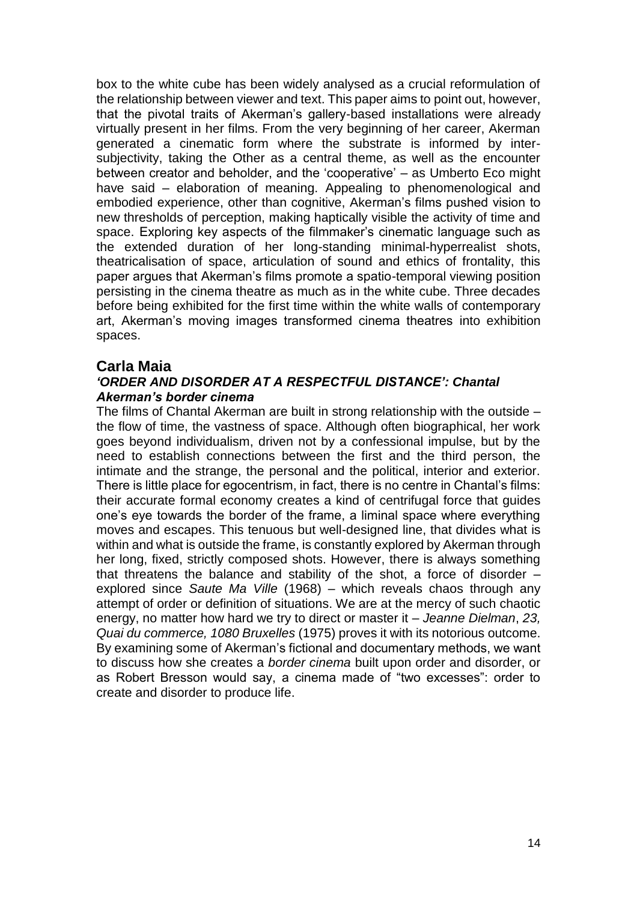box to the white cube has been widely analysed as a crucial reformulation of the relationship between viewer and text. This paper aims to point out, however, that the pivotal traits of Akerman's gallery-based installations were already virtually present in her films. From the very beginning of her career, Akerman generated a cinematic form where the substrate is informed by inter-subjectivity, taking the Other as a central theme, as well as the encounter between creator and beholder, and the 'cooperative' – as Umberto Eco might have said – elaboration of meaning. Appealing to phenomenological and embodied experience, other than cognitive, Akerman's films pushed vision to new thresholds of perception, making haptically visible the activity of time and space. Exploring key aspects of the filmmaker's cinematic language such as the extended duration of her long-standing minimal-hyperrealist shots, theatricalisation of space, articulation of sound and ethics of frontality, this paper argues that Akerman's films promote a spatio-temporal viewing position persisting in the cinema theatre as much as in the white cube. Three decades before being exhibited for the first time within the white walls of contemporary art, Akerman's moving images transformed cinema theatres into exhibition spaces.

## Carla Maia

### *'ORDER AND DISORDER AT A RESPECTFUL DISTANCE': Chantal Akerman's border cinema*

The films of Chantal Akerman are built in strong relationship with the outside – the flow of time, the vastness of space. Although often biographical, her work goes beyond individualism, driven not by a confessional impulse, but by the need to establish connections between the first and the third person, the intimate and the strange, the personal and the political, interior and exterior. There is little place for egocentrism, in fact, there is no centre in Chantal's films: their accurate formal economy creates a kind of centrifugal force that guides one's eye towards the border of the frame, a liminal space where everything moves and escapes. This tenuous but well-designed line, that divides what is within and what is outside the frame, is constantly explored by Akerman through her long, fixed, strictly composed shots. However, there is always something that threatens the balance and stability of the shot, a force of disorder – explored since *Saute Ma Ville* (1968) – which reveals chaos through any attempt of order or definition of situations. We are at the mercy of such chaotic energy, no matter how hard we try to direct or master it – *Jeanne Dielman*, *23, Quai du commerce, 1080 Bruxelles* (1975) proves it with its notorious outcome. By examining some of Akerman's fictional and documentary methods, we want to discuss how she creates a *border cinema* built upon order and disorder, or as Robert Bresson would say, a cinema made of "two excesses": order to create and disorder to produce life.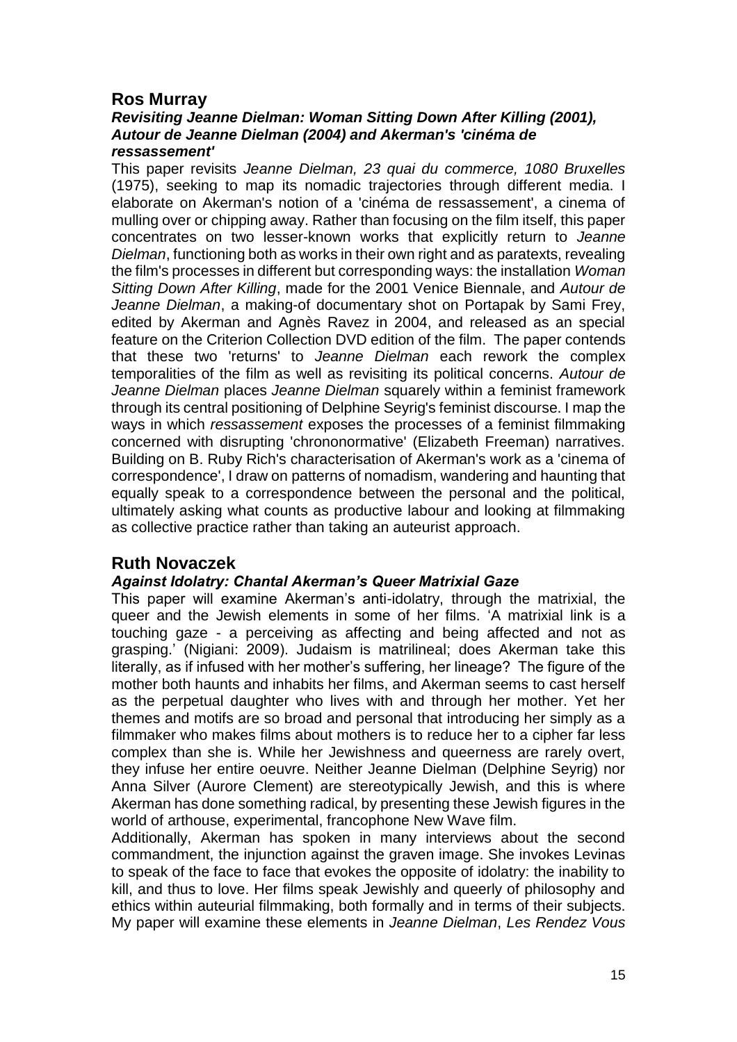## Ros Murray

### *Revisiting Jeanne Dielman: Woman Sitting Down After Killing (2001), Autour de Jeanne Dielman (2004) and Akerman's 'cinéma de ressassement'*

This paper revisits *Jeanne Dielman, 23 quai du commerce, 1080 Bruxelles* (1975), seeking to map its nomadic trajectories through different media. I elaborate on Akerman's notion of a 'cinéma de ressassement', a cinema of mulling over or chipping away. Rather than focusing on the film itself, this paper concentrates on two lesser-known works that explicitly return to *Jeanne Dielman*, functioning both as works in their own right and as paratexts, revealing the film's processes in different but corresponding ways: the installation *Woman Sitting Down After Killing*, made for the 2001 Venice Biennale, and *Autour de Jeanne Dielman*, a making-of documentary shot on Portapak by Sami Frey, edited by Akerman and Agnès Ravez in 2004, and released as an special feature on the Criterion Collection DVD edition of the film. The paper contends that these two 'returns' to *Jeanne Dielman* each rework the complex temporalities of the film as well as revisiting its political concerns. *Autour de Jeanne Dielman* places *Jeanne Dielman* squarely within a feminist framework through its central positioning of Delphine Seyrig's feminist discourse. I map the ways in which *ressassement* exposes the processes of a feminist filmmaking concerned with disrupting 'chrononormative' (Elizabeth Freeman) narratives. Building on B. Ruby Rich's characterisation of Akerman's work as a 'cinema of correspondence', I draw on patterns of nomadism, wandering and haunting that equally speak to a correspondence between the personal and the political, ultimately asking what counts as productive labour and looking at filmmaking as collective practice rather than taking an auteurist approach.

## Ruth Novaczek

### *Against Idolatry: Chantal Akerman's Queer Matrixial Gaze*

This paper will examine Akerman's anti-idolatry, through the matrixial, the queer and the Jewish elements in some of her films. 'A matrixial link is a touching gaze - a perceiving as affecting and being affected and not as grasping.' (Nigiani: 2009). Judaism is matrilineal; does Akerman take this literally, as if infused with her mother's suffering, her lineage? The figure of the mother both haunts and inhabits her films, and Akerman seems to cast herself as the perpetual daughter who lives with and through her mother. Yet her themes and motifs are so broad and personal that introducing her simply as a filmmaker who makes films about mothers is to reduce her to a cipher far less complex than she is. While her Jewishness and queerness are rarely overt, they infuse her entire oeuvre. Neither Jeanne Dielman (Delphine Seyrig) nor Anna Silver (Aurore Clement) are stereotypically Jewish, and this is where Akerman has done something radical, by presenting these Jewish figures in the world of arthouse, experimental, francophone New Wave film.

Additionally, Akerman has spoken in many interviews about the second commandment, the injunction against the graven image. She invokes Levinas to speak of the face to face that evokes the opposite of idolatry: the inability to kill, and thus to love. Her films speak Jewishly and queerly of philosophy and ethics within auteurial filmmaking, both formally and in terms of their subjects. My paper will examine these elements in *Jeanne Dielman*, *Les Rendez Vous*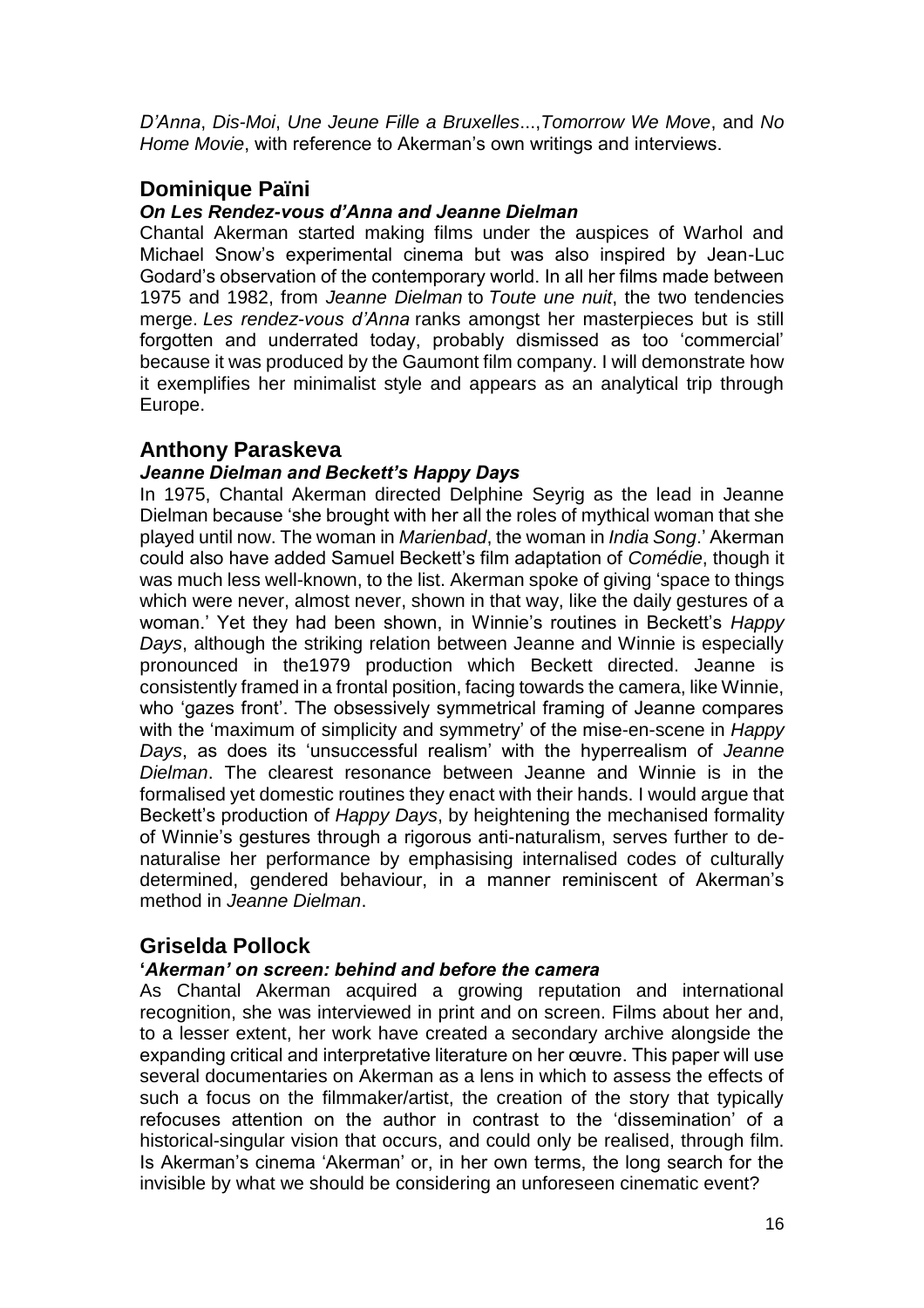*D'Anna*, *Dis-Moi*, *Une Jeune Fille a Bruxelles*...,*Tomorrow We Move*, and *No Home Movie*, with reference to Akerman's own writings and interviews.

## Dominique Païni

### *On Les Rendez-vous d'Anna and Jeanne Dielman*

Chantal Akerman started making films under the auspices of Warhol and Michael Snow's experimental cinema but was also inspired by Jean-Luc Godard's observation of the contemporary world. In all her films made between 1975 and 1982, from *Jeanne Dielman* to *Toute une nuit*, the two tendencies merge. *Les rendez-vous d'Anna* ranks amongst her masterpieces but is still forgotten and underrated today, probably dismissed as too 'commercial' because it was produced by the Gaumont film company. I will demonstrate how it exemplifies her minimalist style and appears as an analytical trip through Europe.

## Anthony Paraskeva

### *Jeanne Dielman and Beckett's Happy Days*

In 1975, Chantal Akerman directed Delphine Seyrig as the lead in Jeanne Dielman because 'she brought with her all the roles of mythical woman that she played until now. The woman in *Marienbad*, the woman in *India Song*.' Akerman could also have added Samuel Beckett's film adaptation of *Comédie*, though it was much less well-known, to the list. Akerman spoke of giving 'space to things which were never, almost never, shown in that way, like the daily gestures of a woman.' Yet they had been shown, in Winnie's routines in Beckett's *Happy Days*, although the striking relation between Jeanne and Winnie is especially pronounced in the1979 production which Beckett directed. Jeanne is consistently framed in a frontal position, facing towards the camera, like Winnie, who 'gazes front'. The obsessively symmetrical framing of Jeanne compares with the 'maximum of simplicity and symmetry' of the mise-en-scene in *Happy Days*, as does its 'unsuccessful realism' with the hyperrealism of *Jeanne Dielman*. The clearest resonance between Jeanne and Winnie is in the formalised yet domestic routines they enact with their hands. I would argue that Beckett's production of *Happy Days*, by heightening the mechanised formality of Winnie's gestures through a rigorous anti-naturalism, serves further to de-naturalise her performance by emphasising internalised codes of culturally determined, gendered behaviour, in a manner reminiscent of Akerman's method in *Jeanne Dielman*.

## Griselda Pollock

### '*Akerman' on screen: behind and before the camera*

As Chantal Akerman acquired a growing reputation and international recognition, she was interviewed in print and on screen. Films about her and, to a lesser extent, her work have created a secondary archive alongside the expanding critical and interpretative literature on her œuvre. This paper will use several documentaries on Akerman as a lens in which to assess the effects of such a focus on the filmmaker/artist, the creation of the story that typically refocuses attention on the author in contrast to the 'dissemination' of a historical-singular vision that occurs, and could only be realised, through film. Is Akerman's cinema 'Akerman' or, in her own terms, the long search for the invisible by what we should be considering an unforeseen cinematic event?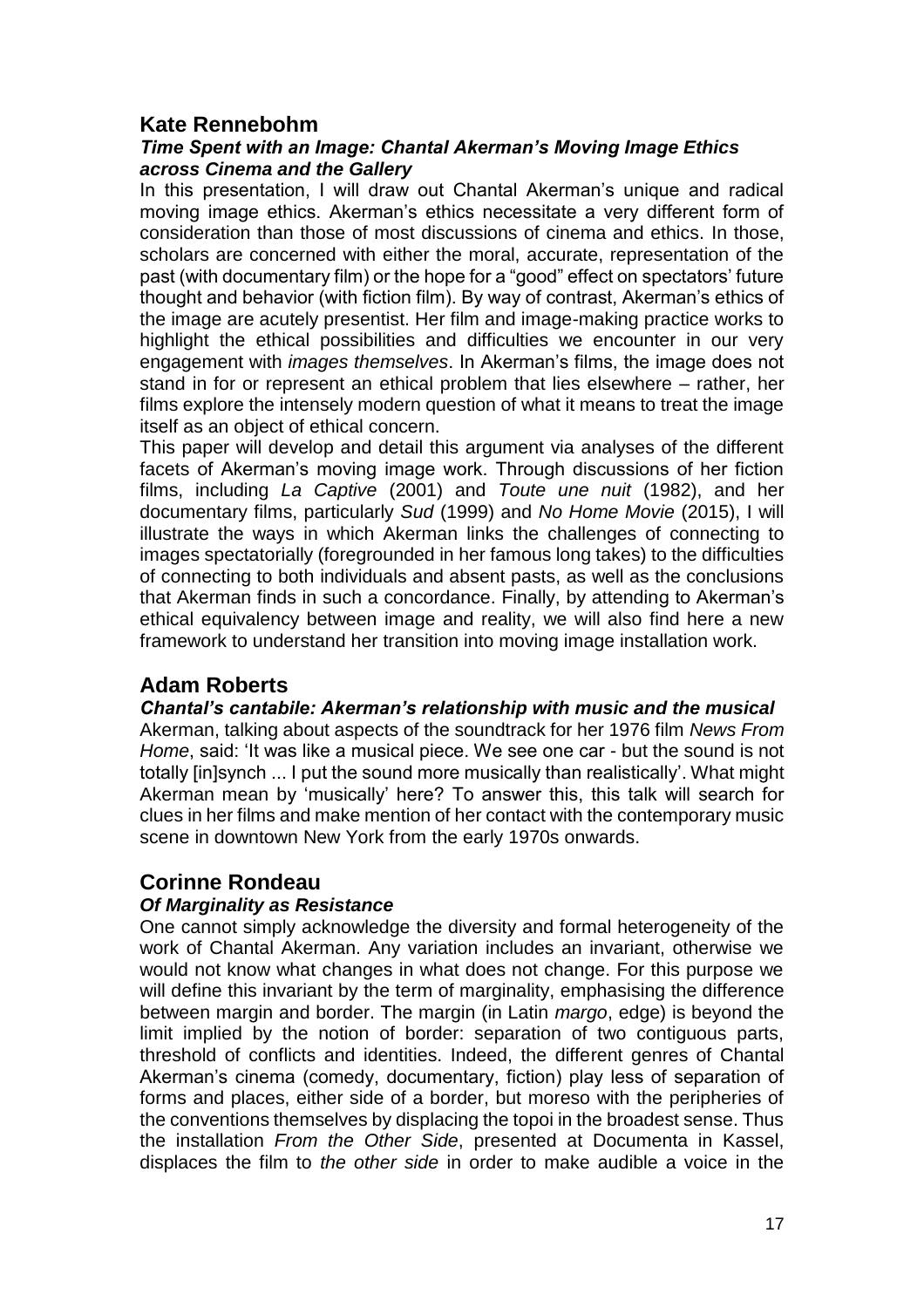## Kate Rennebohm

### *Time Spent with an Image: Chantal Akerman's Moving Image Ethics across Cinema and the Gallery*

In this presentation, I will draw out Chantal Akerman's unique and radical moving image ethics. Akerman's ethics necessitate a very different form of consideration than those of most discussions of cinema and ethics. In those, scholars are concerned with either the moral, accurate, representation of the past (with documentary film) or the hope for a "good" effect on spectators' future thought and behavior (with fiction film). By way of contrast, Akerman's ethics of the image are acutely presentist. Her film and image-making practice works to highlight the ethical possibilities and difficulties we encounter in our very engagement with *images themselves*. In Akerman's films, the image does not stand in for or represent an ethical problem that lies elsewhere – rather, her films explore the intensely modern question of what it means to treat the image itself as an object of ethical concern.

This paper will develop and detail this argument via analyses of the different facets of Akerman's moving image work. Through discussions of her fiction films, including *La Captive* (2001) and *Toute une nuit* (1982), and her documentary films, particularly *Sud* (1999) and *No Home Movie* (2015), I will illustrate the ways in which Akerman links the challenges of connecting to images spectatorially (foregrounded in her famous long takes) to the difficulties of connecting to both individuals and absent pasts, as well as the conclusions that Akerman finds in such a concordance. Finally, by attending to Akerman's ethical equivalency between image and reality, we will also find here a new framework to understand her transition into moving image installation work.

## Adam Roberts

### *Chantal's cantabile: Akerman's relationship with music and the musical*

Akerman, talking about aspects of the soundtrack for her 1976 film *News From Home*, said: 'It was like a musical piece. We see one car - but the sound is not totally [in]synch ... I put the sound more musically than realistically'. What might Akerman mean by 'musically' here? To answer this, this talk will search for clues in her films and make mention of her contact with the contemporary music scene in downtown New York from the early 1970s onwards.

## Corinne Rondeau

### *Of Marginality as Resistance*

One cannot simply acknowledge the diversity and formal heterogeneity of the work of Chantal Akerman. Any variation includes an invariant, otherwise we would not know what changes in what does not change. For this purpose we will define this invariant by the term of marginality, emphasising the difference between margin and border. The margin (in Latin *margo*, edge) is beyond the limit implied by the notion of border: separation of two contiguous parts, threshold of conflicts and identities. Indeed, the different genres of Chantal Akerman's cinema (comedy, documentary, fiction) play less of separation of forms and places, either side of a border, but moreso with the peripheries of the conventions themselves by displacing the topoi in the broadest sense. Thus the installation *From the Other Side*, presented at Documenta in Kassel, displaces the film to *the other side* in order to make audible a voice in the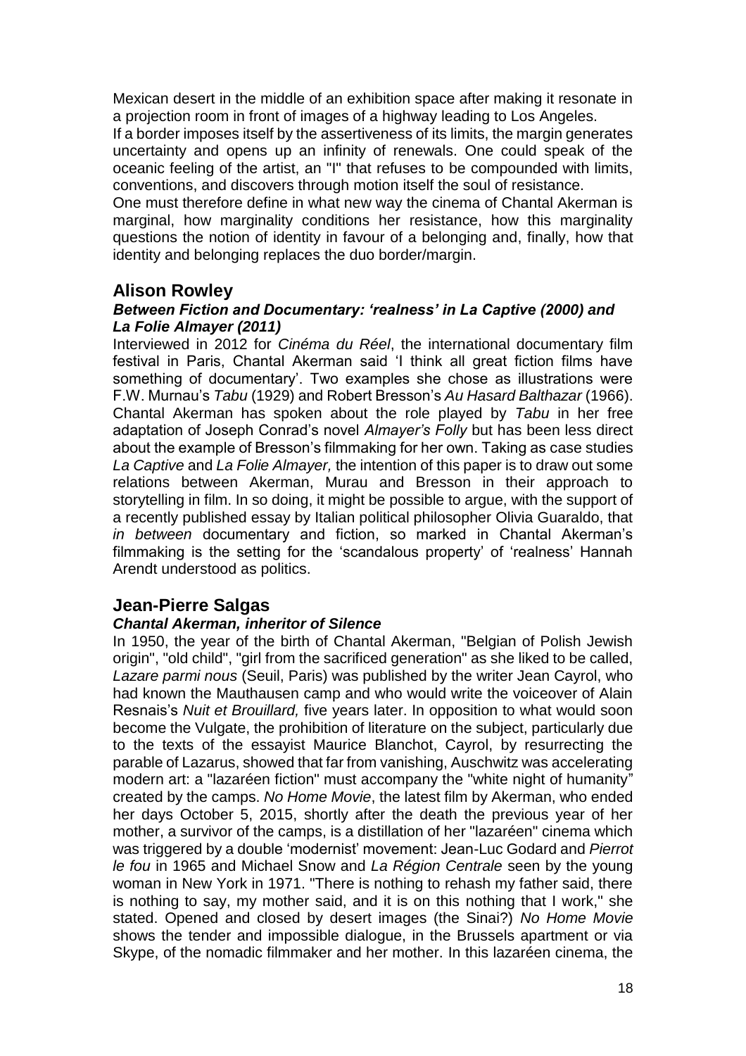Mexican desert in the middle of an exhibition space after making it resonate in a projection room in front of images of a highway leading to Los Angeles.

If a border imposes itself by the assertiveness of its limits, the margin generates uncertainty and opens up an infinity of renewals. One could speak of the oceanic feeling of the artist, an "I" that refuses to be compounded with limits, conventions, and discovers through motion itself the soul of resistance.

One must therefore define in what new way the cinema of Chantal Akerman is marginal, how marginality conditions her resistance, how this marginality questions the notion of identity in favour of a belonging and, finally, how that identity and belonging replaces the duo border/margin.

## Alison Rowley

### *Between Fiction and Documentary: 'realness' in La Captive (2000) and La Folie Almayer (2011)*

Interviewed in 2012 for *Cinéma du Réel*, the international documentary film festival in Paris, Chantal Akerman said 'I think all great fiction films have something of documentary'. Two examples she chose as illustrations were F.W. Murnau's *Tabu* (1929) and Robert Bresson's *Au Hasard Balthazar* (1966). Chantal Akerman has spoken about the role played by *Tabu* in her free adaptation of Joseph Conrad's novel *Almayer's Folly* but has been less direct about the example of Bresson's filmmaking for her own. Taking as case studies *La Captive* and *La Folie Almayer,* the intention of this paper is to draw out some relations between Akerman, Murau and Bresson in their approach to storytelling in film. In so doing, it might be possible to argue, with the support of a recently published essay by Italian political philosopher Olivia Guaraldo, that *in between* documentary and fiction, so marked in Chantal Akerman's filmmaking is the setting for the 'scandalous property' of 'realness' Hannah Arendt understood as politics.

## Jean-Pierre Salgas

### *Chantal Akerman, inheritor of Silence*

In 1950, the year of the birth of Chantal Akerman, "Belgian of Polish Jewish origin", "old child", "girl from the sacrificed generation" as she liked to be called, *Lazare parmi nous* (Seuil, Paris) was published by the writer Jean Cayrol, who had known the Mauthausen camp and who would write the voiceover of Alain Resnais's *Nuit et Brouillard,* five years later. In opposition to what would soon become the Vulgate, the prohibition of literature on the subject, particularly due to the texts of the essayist Maurice Blanchot, Cayrol, by resurrecting the parable of Lazarus, showed that far from vanishing, Auschwitz was accelerating modern art: a "lazaréen fiction" must accompany the "white night of humanity" created by the camps. *No Home Movie*, the latest film by Akerman, who ended her days October 5, 2015, shortly after the death the previous year of her mother, a survivor of the camps, is a distillation of her "lazaréen" cinema which was triggered by a double 'modernist' movement: Jean-Luc Godard and *Pierrot le fou* in 1965 and Michael Snow and *La Région Centrale* seen by the young woman in New York in 1971. "There is nothing to rehash my father said, there is nothing to say, my mother said, and it is on this nothing that I work," she stated. Opened and closed by desert images (the Sinai?) *No Home Movie* shows the tender and impossible dialogue, in the Brussels apartment or via Skype, of the nomadic filmmaker and her mother. In this lazaréen cinema, the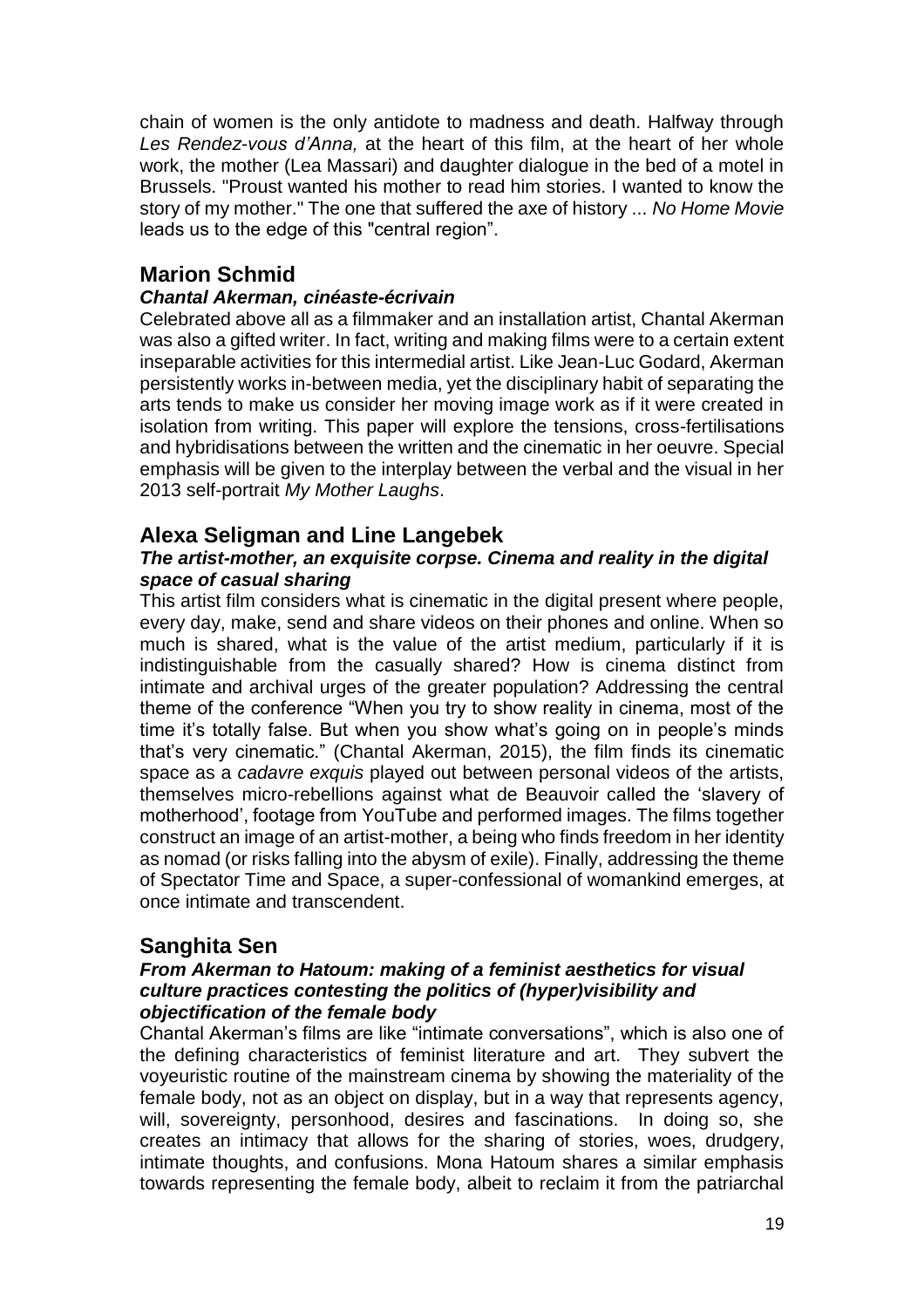chain of women is the only antidote to madness and death. Halfway through *Les Rendez-vous d'Anna,* at the heart of this film, at the heart of her whole work, the mother (Lea Massari) and daughter dialogue in the bed of a motel in Brussels. "Proust wanted his mother to read him stories. I wanted to know the story of my mother." The one that suffered the axe of history ... *No Home Movie* leads us to the edge of this "central region".

## Marion Schmid

### *Chantal Akerman, cinéaste-écrivain*

Celebrated above all as a filmmaker and an installation artist, Chantal Akerman was also a gifted writer. In fact, writing and making films were to a certain extent inseparable activities for this intermedial artist. Like Jean-Luc Godard, Akerman persistently works in-between media, yet the disciplinary habit of separating the arts tends to make us consider her moving image work as if it were created in isolation from writing. This paper will explore the tensions, cross-fertilisations and hybridisations between the written and the cinematic in her oeuvre. Special emphasis will be given to the interplay between the verbal and the visual in her 2013 self-portrait *My Mother Laughs*.

## Alexa Seligman and Line Langebek

### *The artist-mother, an exquisite corpse. Cinema and reality in the digital space of casual sharing*

This artist film considers what is cinematic in the digital present where people, every day, make, send and share videos on their phones and online. When so much is shared, what is the value of the artist medium, particularly if it is indistinguishable from the casually shared? How is cinema distinct from intimate and archival urges of the greater population? Addressing the central theme of the conference "When you try to show reality in cinema, most of the time it's totally false. But when you show what's going on in people's minds that's very cinematic." (Chantal Akerman, 2015), the film finds its cinematic space as a *cadavre exquis* played out between personal videos of the artists, themselves micro-rebellions against what de Beauvoir called the 'slavery of motherhood', footage from YouTube and performed images. The films together construct an image of an artist-mother, a being who finds freedom in her identity as nomad (or risks falling into the abysm of exile). Finally, addressing the theme of Spectator Time and Space, a super-confessional of womankind emerges, at once intimate and transcendent.

## Sanghita Sen

### *From Akerman to Hatoum: making of a feminist aesthetics for visual culture practices contesting the politics of (hyper)visibility and objectification of the female body*

Chantal Akerman's films are like "intimate conversations", which is also one of the defining characteristics of feminist literature and art. They subvert the voyeuristic routine of the mainstream cinema by showing the materiality of the female body, not as an object on display, but in a way that represents agency, will, sovereignty, personhood, desires and fascinations. In doing so, she creates an intimacy that allows for the sharing of stories, woes, drudgery, intimate thoughts, and confusions. Mona Hatoum shares a similar emphasis towards representing the female body, albeit to reclaim it from the patriarchal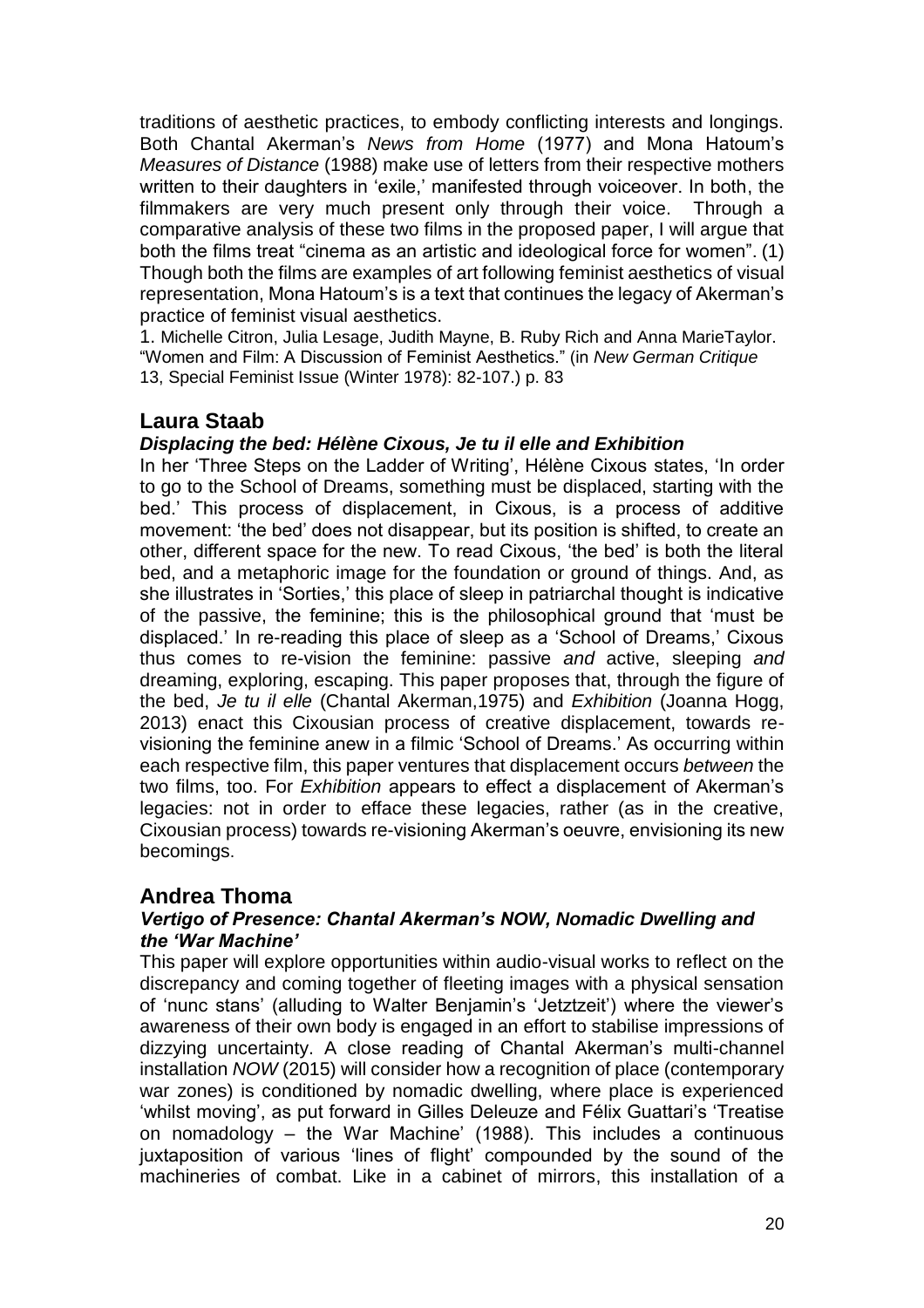traditions of aesthetic practices, to embody conflicting interests and longings. Both Chantal Akerman's *News from Home* (1977) and Mona Hatoum's *Measures of Distance* (1988) make use of letters from their respective mothers written to their daughters in 'exile,' manifested through voiceover. In both, the filmmakers are very much present only through their voice. Through a comparative analysis of these two films in the proposed paper, I will argue that both the films treat "cinema as an artistic and ideological force for women". (1) Though both the films are examples of art following feminist aesthetics of visual representation, Mona Hatoum's is a text that continues the legacy of Akerman's practice of feminist visual aesthetics.

1. Michelle Citron, Julia Lesage, Judith Mayne, B. Ruby Rich and Anna MarieTaylor. "Women and Film: A Discussion of Feminist Aesthetics." (in *New German Critique* 13, Special Feminist Issue (Winter 1978): 82-107.) p. 83

## Laura Staab

### *Displacing the bed: Hélène Cixous, Je tu il elle and Exhibition*

In her 'Three Steps on the Ladder of Writing', Hélène Cixous states, 'In order to go to the School of Dreams, something must be displaced, starting with the bed.' This process of displacement, in Cixous, is a process of additive movement: 'the bed' does not disappear, but its position is shifted, to create an other, different space for the new. To read Cixous, 'the bed' is both the literal bed, and a metaphoric image for the foundation or ground of things. And, as she illustrates in 'Sorties,' this place of sleep in patriarchal thought is indicative of the passive, the feminine; this is the philosophical ground that 'must be displaced.' In re-reading this place of sleep as a 'School of Dreams,' Cixous thus comes to re-vision the feminine: passive *and* active, sleeping *and* dreaming, exploring, escaping. This paper proposes that, through the figure of the bed, *Je tu il elle* (Chantal Akerman,1975) and *Exhibition* (Joanna Hogg, 2013) enact this Cixousian process of creative displacement, towards re-visioning the feminine anew in a filmic 'School of Dreams.' As occurring within each respective film, this paper ventures that displacement occurs *between* the two films, too. For *Exhibition* appears to effect a displacement of Akerman's legacies: not in order to efface these legacies, rather (as in the creative, Cixousian process) towards re-visioning Akerman's oeuvre, envisioning its new becomings.

## Andrea Thoma

### *Vertigo of Presence: Chantal Akerman's NOW, Nomadic Dwelling and the 'War Machine'*

This paper will explore opportunities within audio-visual works to reflect on the discrepancy and coming together of fleeting images with a physical sensation of 'nunc stans' (alluding to Walter Benjamin's 'Jetztzeit') where the viewer's awareness of their own body is engaged in an effort to stabilise impressions of dizzying uncertainty. A close reading of Chantal Akerman's multi-channel installation *NOW* (2015) will consider how a recognition of place (contemporary war zones) is conditioned by nomadic dwelling, where place is experienced 'whilst moving', as put forward in Gilles Deleuze and Félix Guattari's 'Treatise on nomadology – the War Machine' (1988). This includes a continuous juxtaposition of various 'lines of flight' compounded by the sound of the machineries of combat. Like in a cabinet of mirrors, this installation of a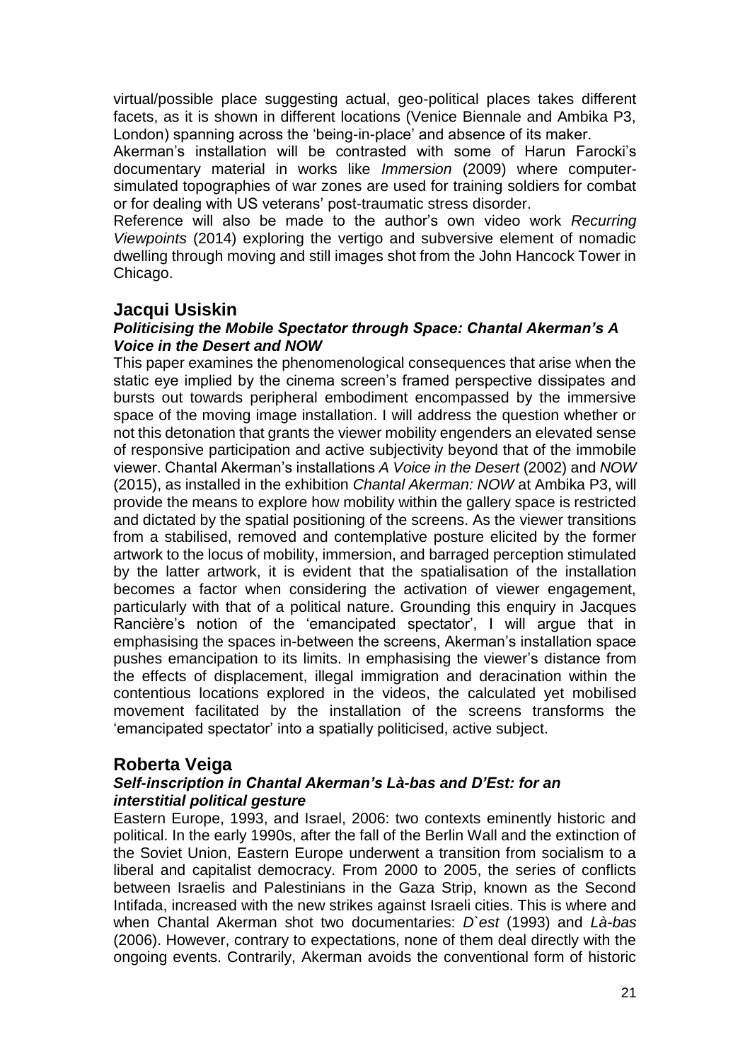virtual/possible place suggesting actual, geo-political places takes different facets, as it is shown in different locations (Venice Biennale and Ambika P3, London) spanning across the 'being-in-place' and absence of its maker.

Akerman's installation will be contrasted with some of Harun Farocki's documentary material in works like *Immersion* (2009) where computer-simulated topographies of war zones are used for training soldiers for combat or for dealing with US veterans' post-traumatic stress disorder.

Reference will also be made to the author's own video work *Recurring Viewpoints* (2014) exploring the vertigo and subversive element of nomadic dwelling through moving and still images shot from the John Hancock Tower in Chicago.

## Jacqui Usiskin

### *Politicising the Mobile Spectator through Space: Chantal Akerman's A Voice in the Desert and NOW*

This paper examines the phenomenological consequences that arise when the static eye implied by the cinema screen's framed perspective dissipates and bursts out towards peripheral embodiment encompassed by the immersive space of the moving image installation. I will address the question whether or not this detonation that grants the viewer mobility engenders an elevated sense of responsive participation and active subjectivity beyond that of the immobile viewer. Chantal Akerman's installations *A Voice in the Desert* (2002) and *NOW* (2015), as installed in the exhibition *Chantal Akerman: NOW* at Ambika P3, will provide the means to explore how mobility within the gallery space is restricted and dictated by the spatial positioning of the screens. As the viewer transitions from a stabilised, removed and contemplative posture elicited by the former artwork to the locus of mobility, immersion, and barraged perception stimulated by the latter artwork, it is evident that the spatialisation of the installation becomes a factor when considering the activation of viewer engagement, particularly with that of a political nature. Grounding this enquiry in Jacques Rancière's notion of the 'emancipated spectator', I will argue that in emphasising the spaces in-between the screens, Akerman's installation space pushes emancipation to its limits. In emphasising the viewer's distance from the effects of displacement, illegal immigration and deracination within the contentious locations explored in the videos, the calculated yet mobilised movement facilitated by the installation of the screens transforms the 'emancipated spectator' into a spatially politicised, active subject.

## Roberta Veiga

### *Self-inscription in Chantal Akerman's Là-bas and D'Est: for an interstitial political gesture*

Eastern Europe, 1993, and Israel, 2006: two contexts eminently historic and political. In the early 1990s, after the fall of the Berlin Wall and the extinction of the Soviet Union, Eastern Europe underwent a transition from socialism to a liberal and capitalist democracy. From 2000 to 2005, the series of conflicts between Israelis and Palestinians in the Gaza Strip, known as the Second Intifada, increased with the new strikes against Israeli cities. This is where and when Chantal Akerman shot two documentaries: *D`est* (1993) and *Là-bas* (2006). However, contrary to expectations, none of them deal directly with the ongoing events. Contrarily, Akerman avoids the conventional form of historic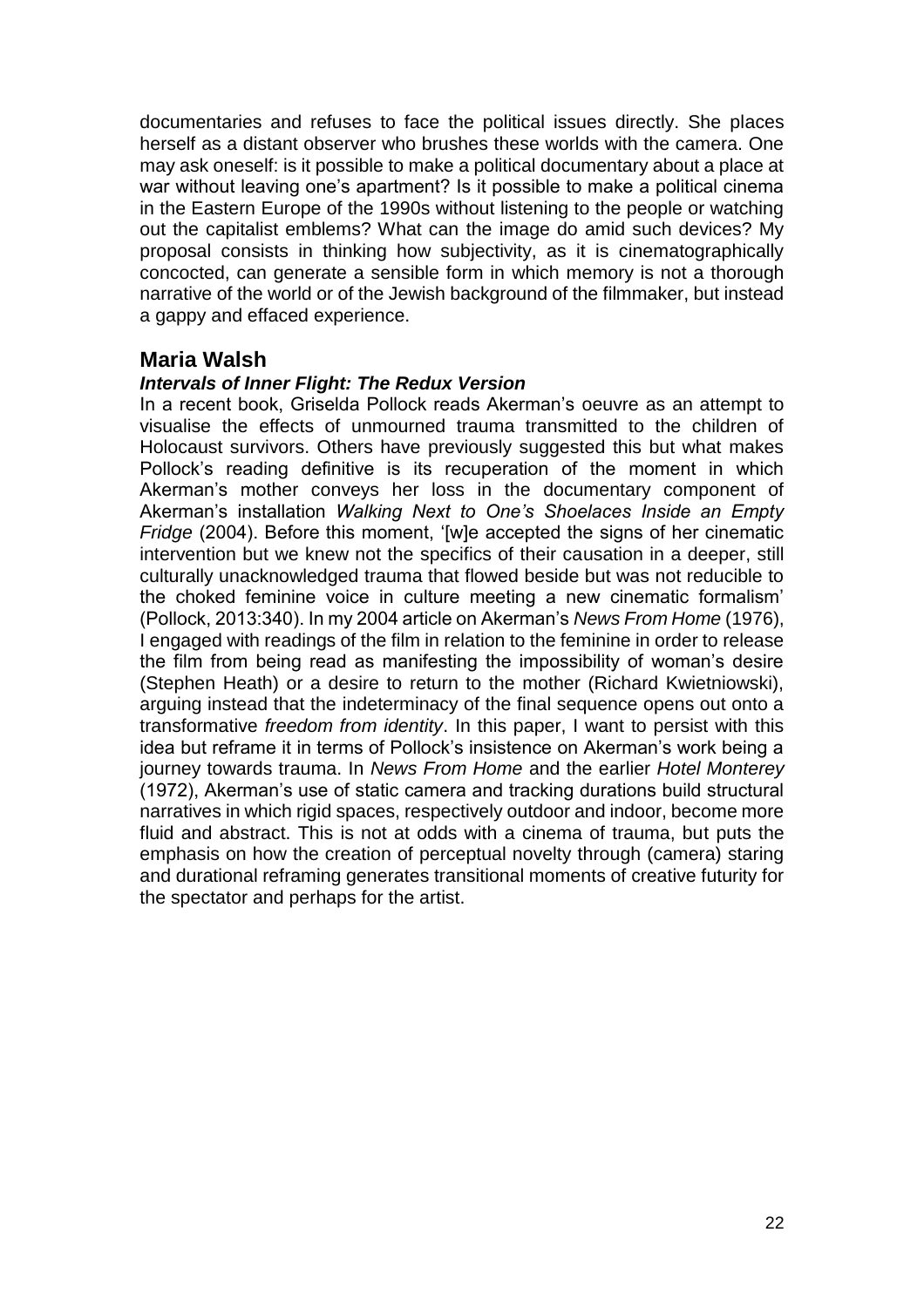documentaries and refuses to face the political issues directly. She places herself as a distant observer who brushes these worlds with the camera. One may ask oneself: is it possible to make a political documentary about a place at war without leaving one's apartment? Is it possible to make a political cinema in the Eastern Europe of the 1990s without listening to the people or watching out the capitalist emblems? What can the image do amid such devices? My proposal consists in thinking how subjectivity, as it is cinematographically concocted, can generate a sensible form in which memory is not a thorough narrative of the world or of the Jewish background of the filmmaker, but instead a gappy and effaced experience.

## Maria Walsh

### *Intervals of Inner Flight: The Redux Version*

In a recent book, Griselda Pollock reads Akerman's oeuvre as an attempt to visualise the effects of unmourned trauma transmitted to the children of Holocaust survivors. Others have previously suggested this but what makes Pollock's reading definitive is its recuperation of the moment in which Akerman's mother conveys her loss in the documentary component of Akerman's installation *Walking Next to One's Shoelaces Inside an Empty Fridge* (2004). Before this moment, '[w]e accepted the signs of her cinematic intervention but we knew not the specifics of their causation in a deeper, still culturally unacknowledged trauma that flowed beside but was not reducible to the choked feminine voice in culture meeting a new cinematic formalism' (Pollock, 2013:340). In my 2004 article on Akerman's *News From Home* (1976), I engaged with readings of the film in relation to the feminine in order to release the film from being read as manifesting the impossibility of woman's desire (Stephen Heath) or a desire to return to the mother (Richard Kwietniowski), arguing instead that the indeterminacy of the final sequence opens out onto a transformative *freedom from identity*. In this paper, I want to persist with this idea but reframe it in terms of Pollock's insistence on Akerman's work being a journey towards trauma. In *News From Home* and the earlier *Hotel Monterey* (1972), Akerman's use of static camera and tracking durations build structural narratives in which rigid spaces, respectively outdoor and indoor, become more fluid and abstract. This is not at odds with a cinema of trauma, but puts the emphasis on how the creation of perceptual novelty through (camera) staring and durational reframing generates transitional moments of creative futurity for the spectator and perhaps for the artist.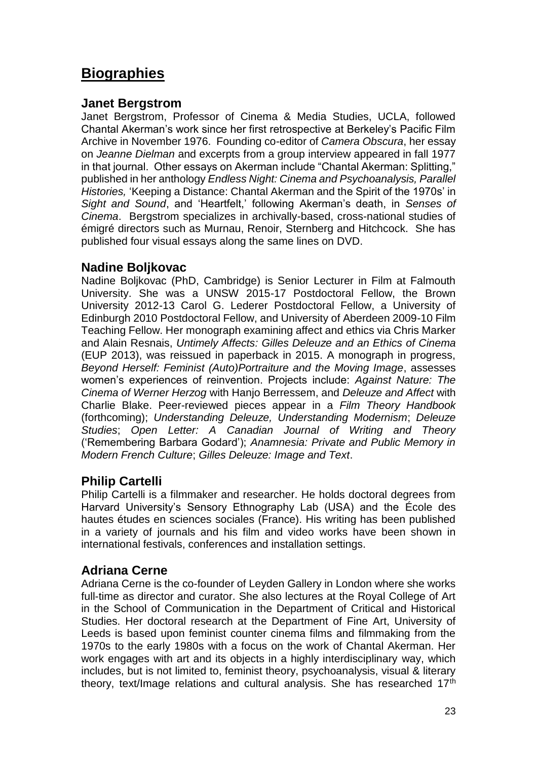# Biographies

## Janet Bergstrom

Janet Bergstrom, Professor of Cinema & Media Studies, UCLA, followed Chantal Akerman's work since her first retrospective at Berkeley's Pacific Film Archive in November 1976. Founding co-editor of *Camera Obscura*, her essay on *Jeanne Dielman* and excerpts from a group interview appeared in fall 1977 in that journal. Other essays on Akerman include "Chantal Akerman: Splitting," published in her anthology *Endless Night: Cinema and Psychoanalysis, Parallel Histories,* 'Keeping a Distance: Chantal Akerman and the Spirit of the 1970s' in *Sight and Sound*, and 'Heartfelt,' following Akerman's death, in *Senses of Cinema*. Bergstrom specializes in archivally-based, cross-national studies of émigré directors such as Murnau, Renoir, Sternberg and Hitchcock. She has published four visual essays along the same lines on DVD.

## Nadine Boljkovac

Nadine Boljkovac (PhD, Cambridge) is Senior Lecturer in Film at Falmouth University. She was a UNSW 2015-17 Postdoctoral Fellow, the Brown University 2012-13 Carol G. Lederer Postdoctoral Fellow, a University of Edinburgh 2010 Postdoctoral Fellow, and University of Aberdeen 2009-10 Film Teaching Fellow. Her monograph examining affect and ethics via Chris Marker and Alain Resnais, *Untimely Affects: Gilles Deleuze and an Ethics of Cinema* (EUP 2013), was reissued in paperback in 2015. A monograph in progress, *Beyond Herself: Feminist (Auto)Portraiture and the Moving Image*, assesses women's experiences of reinvention. Projects include: *Against Nature: The Cinema of Werner Herzog* with Hanjo Berressem, and *Deleuze and Affect* with Charlie Blake. Peer-reviewed pieces appear in a *Film Theory Handbook* (forthcoming); *Understanding Deleuze, Understanding Modernism*; *Deleuze Studies*; *Open Letter: A Canadian Journal of Writing and Theory* ('Remembering Barbara Godard'); *Anamnesia: Private and Public Memory in Modern French Culture*; *Gilles Deleuze: Image and Text*.

## Philip Cartelli

Philip Cartelli is a filmmaker and researcher. He holds doctoral degrees from Harvard University's Sensory Ethnography Lab (USA) and the École des hautes études en sciences sociales (France). His writing has been published in a variety of journals and his film and video works have been shown in international festivals, conferences and installation settings.

## Adriana Cerne

Adriana Cerne is the co-founder of Leyden Gallery in London where she works full-time as director and curator. She also lectures at the Royal College of Art in the School of Communication in the Department of Critical and Historical Studies. Her doctoral research at the Department of Fine Art, University of Leeds is based upon feminist counter cinema films and filmmaking from the 1970s to the early 1980s with a focus on the work of Chantal Akerman. Her work engages with art and its objects in a highly interdisciplinary way, which includes, but is not limited to, feminist theory, psychoanalysis, visual & literary theory, text/Image relations and cultural analysis. She has researched 17th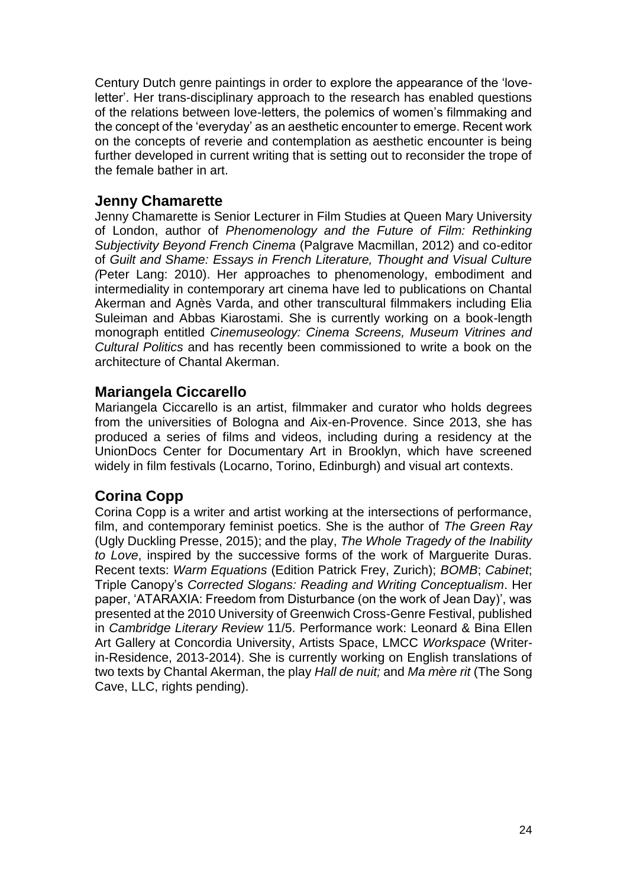Century Dutch genre paintings in order to explore the appearance of the 'love-letter'. Her trans-disciplinary approach to the research has enabled questions of the relations between love-letters, the polemics of women's filmmaking and the concept of the 'everyday' as an aesthetic encounter to emerge. Recent work on the concepts of reverie and contemplation as aesthetic encounter is being further developed in current writing that is setting out to reconsider the trope of the female bather in art.

## Jenny Chamarette

Jenny Chamarette is Senior Lecturer in Film Studies at Queen Mary University of London, author of *Phenomenology and the Future of Film: Rethinking Subjectivity Beyond French Cinema* (Palgrave Macmillan, 2012) and co-editor of *Guilt and Shame: Essays in French Literature, Thought and Visual Culture (*Peter Lang: 2010). Her approaches to phenomenology, embodiment and intermediality in contemporary art cinema have led to publications on Chantal Akerman and Agnès Varda, and other transcultural filmmakers including Elia Suleiman and Abbas Kiarostami. She is currently working on a book-length monograph entitled *Cinemuseology: Cinema Screens, Museum Vitrines and Cultural Politics* and has recently been commissioned to write a book on the architecture of Chantal Akerman.

## Mariangela Ciccarello

Mariangela Ciccarello is an artist, filmmaker and curator who holds degrees from the universities of Bologna and Aix-en-Provence. Since 2013, she has produced a series of films and videos, including during a residency at the UnionDocs Center for Documentary Art in Brooklyn, which have screened widely in film festivals (Locarno, Torino, Edinburgh) and visual art contexts.

## Corina Copp

Corina Copp is a writer and artist working at the intersections of performance, film, and contemporary feminist poetics. She is the author of *The Green Ray* (Ugly Duckling Presse, 2015); and the play, *The Whole Tragedy of the Inability to Love*, inspired by the successive forms of the work of Marguerite Duras. Recent texts: *Warm Equations* (Edition Patrick Frey, Zurich); *BOMB*; *Cabinet*; Triple Canopy's *Corrected Slogans: Reading and Writing Conceptualism*. Her paper, 'ATARAXIA: Freedom from Disturbance (on the work of Jean Day)', was presented at the 2010 University of Greenwich Cross-Genre Festival, published in *Cambridge Literary Review* 11/5. Performance work: Leonard & Bina Ellen Art Gallery at Concordia University, Artists Space, LMCC *Workspace* (Writer-in-Residence, 2013-2014). She is currently working on English translations of two texts by Chantal Akerman, the play *Hall de nuit;* and *Ma mère rit* (The Song Cave, LLC, rights pending).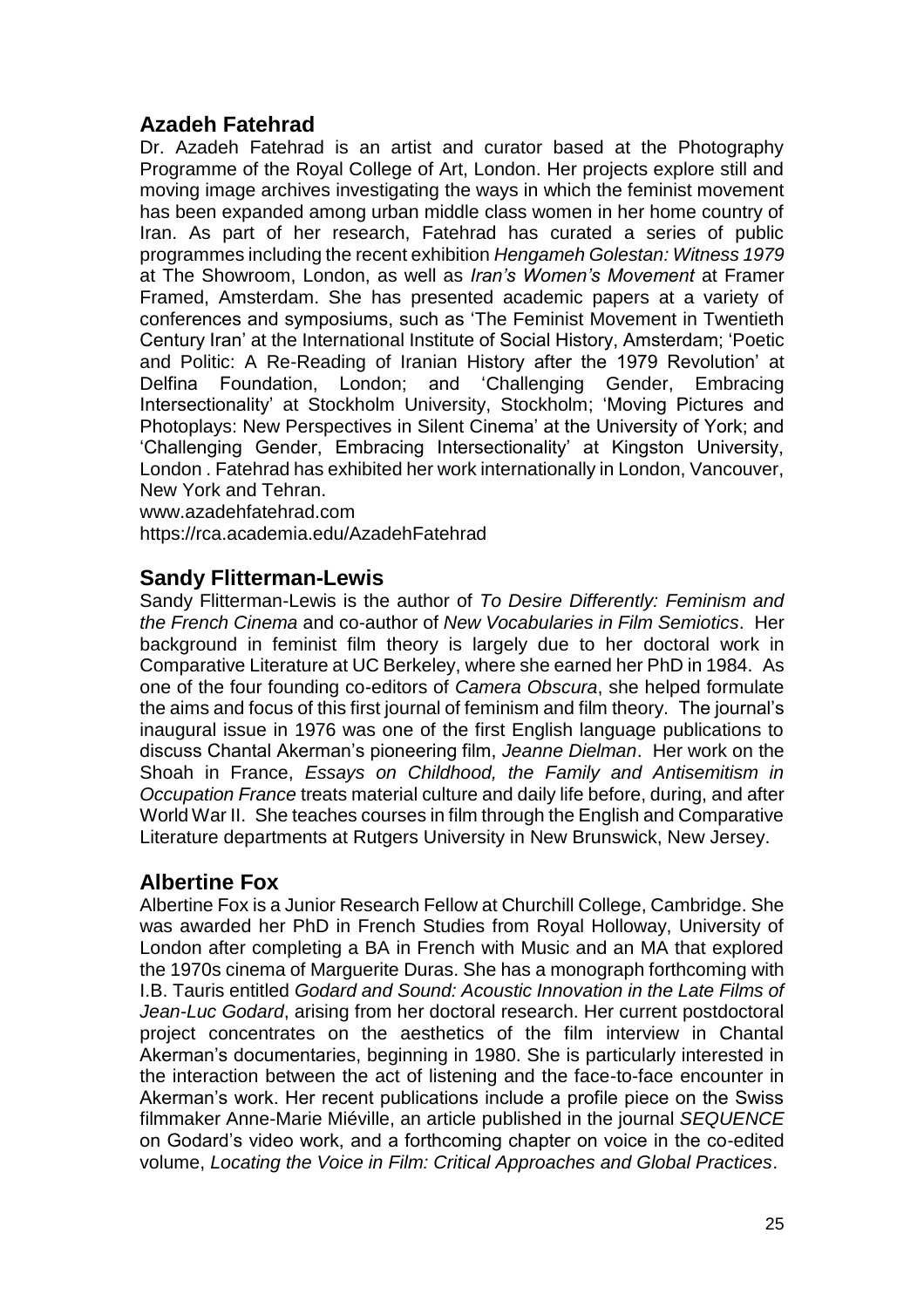## Azadeh Fatehrad

Dr. Azadeh Fatehrad is an artist and curator based at the Photography Programme of the Royal College of Art, London. Her projects explore still and moving image archives investigating the ways in which the feminist movement has been expanded among urban middle class women in her home country of Iran. As part of her research, Fatehrad has curated a series of public programmes including the recent exhibition *Hengameh Golestan: Witness 1979* at The Showroom, London, as well as *Iran's Women's Movement* at Framer Framed, Amsterdam. She has presented academic papers at a variety of conferences and symposiums, such as 'The Feminist Movement in Twentieth Century Iran' at the International Institute of Social History, Amsterdam; 'Poetic and Politic: A Re-Reading of Iranian History after the 1979 Revolution' at Delfina Foundation, London; and 'Challenging Gender, Embracing Intersectionality' at Stockholm University, Stockholm; 'Moving Pictures and Photoplays: New Perspectives in Silent Cinema' at the University of York; and 'Challenging Gender, Embracing Intersectionality' at Kingston University, London . Fatehrad has exhibited her work internationally in London, Vancouver, New York and Tehran.

www.azadehfatehrad.com
https://rca.academia.edu/AzadehFatehrad

## Sandy Flitterman-Lewis

Sandy Flitterman-Lewis is the author of *To Desire Differently: Feminism and the French Cinema* and co-author of *New Vocabularies in Film Semiotics*. Her background in feminist film theory is largely due to her doctoral work in Comparative Literature at UC Berkeley, where she earned her PhD in 1984. As one of the four founding co-editors of *Camera Obscura*, she helped formulate the aims and focus of this first journal of feminism and film theory. The journal's inaugural issue in 1976 was one of the first English language publications to discuss Chantal Akerman's pioneering film, *Jeanne Dielman*. Her work on the Shoah in France, *Essays on Childhood, the Family and Antisemitism in Occupation France* treats material culture and daily life before, during, and after World War II. She teaches courses in film through the English and Comparative Literature departments at Rutgers University in New Brunswick, New Jersey.

## Albertine Fox

Albertine Fox is a Junior Research Fellow at Churchill College, Cambridge. She was awarded her PhD in French Studies from Royal Holloway, University of London after completing a BA in French with Music and an MA that explored the 1970s cinema of Marguerite Duras. She has a monograph forthcoming with I.B. Tauris entitled *Godard and Sound: Acoustic Innovation in the Late Films of Jean-Luc Godard*, arising from her doctoral research. Her current postdoctoral project concentrates on the aesthetics of the film interview in Chantal Akerman's documentaries, beginning in 1980. She is particularly interested in the interaction between the act of listening and the face-to-face encounter in Akerman's work. Her recent publications include a profile piece on the Swiss filmmaker Anne-Marie Miéville, an article published in the journal *SEQUENCE* on Godard's video work, and a forthcoming chapter on voice in the co-edited volume, *Locating the Voice in Film: Critical Approaches and Global Practices*.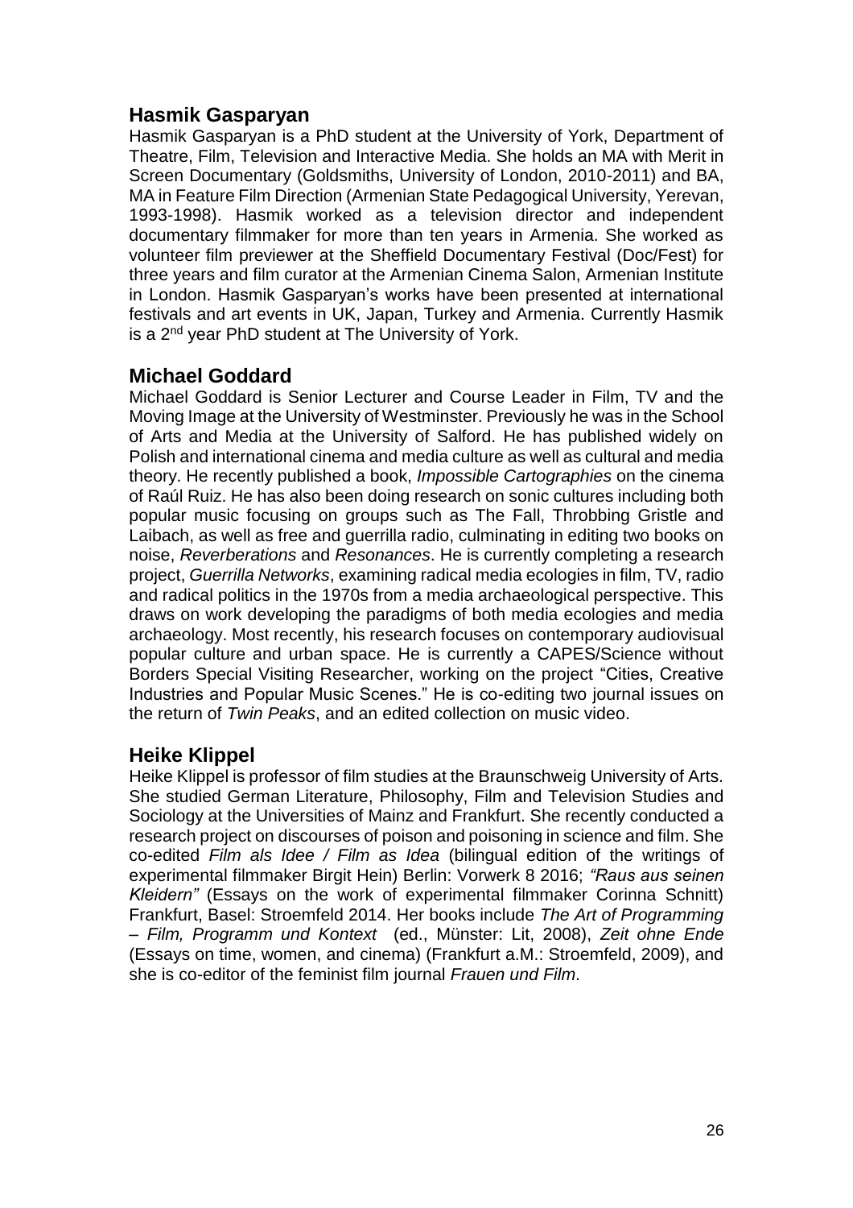## Hasmik Gasparyan

Hasmik Gasparyan is a PhD student at the University of York, Department of Theatre, Film, Television and Interactive Media. She holds an MA with Merit in Screen Documentary (Goldsmiths, University of London, 2010-2011) and BA, MA in Feature Film Direction (Armenian State Pedagogical University, Yerevan, 1993-1998). Hasmik worked as a television director and independent documentary filmmaker for more than ten years in Armenia. She worked as volunteer film previewer at the Sheffield Documentary Festival (Doc/Fest) for three years and film curator at the Armenian Cinema Salon, Armenian Institute in London. Hasmik Gasparyan's works have been presented at international festivals and art events in UK, Japan, Turkey and Armenia. Currently Hasmik is a 2nd year PhD student at The University of York.

## Michael Goddard

Michael Goddard is Senior Lecturer and Course Leader in Film, TV and the Moving Image at the University of Westminster. Previously he was in the School of Arts and Media at the University of Salford. He has published widely on Polish and international cinema and media culture as well as cultural and media theory. He recently published a book, *Impossible Cartographies* on the cinema of Raúl Ruiz. He has also been doing research on sonic cultures including both popular music focusing on groups such as The Fall, Throbbing Gristle and Laibach, as well as free and guerrilla radio, culminating in editing two books on noise, *Reverberations* and *Resonances*. He is currently completing a research project, *Guerrilla Networks*, examining radical media ecologies in film, TV, radio and radical politics in the 1970s from a media archaeological perspective. This draws on work developing the paradigms of both media ecologies and media archaeology. Most recently, his research focuses on contemporary audiovisual popular culture and urban space. He is currently a CAPES/Science without Borders Special Visiting Researcher, working on the project "Cities, Creative Industries and Popular Music Scenes." He is co-editing two journal issues on the return of *Twin Peaks*, and an edited collection on music video.

## Heike Klippel

Heike Klippel is professor of film studies at the Braunschweig University of Arts. She studied German Literature, Philosophy, Film and Television Studies and Sociology at the Universities of Mainz and Frankfurt. She recently conducted a research project on discourses of poison and poisoning in science and film. She co-edited *Film als Idee / Film as Idea* (bilingual edition of the writings of experimental filmmaker Birgit Hein) Berlin: Vorwerk 8 2016; *"Raus aus seinen Kleidern"* (Essays on the work of experimental filmmaker Corinna Schnitt) Frankfurt, Basel: Stroemfeld 2014. Her books include *The Art of Programming – Film, Programm und Kontext* (ed., Münster: Lit, 2008), *Zeit ohne Ende* (Essays on time, women, and cinema) (Frankfurt a.M.: Stroemfeld, 2009), and she is co-editor of the feminist film journal *Frauen und Film*.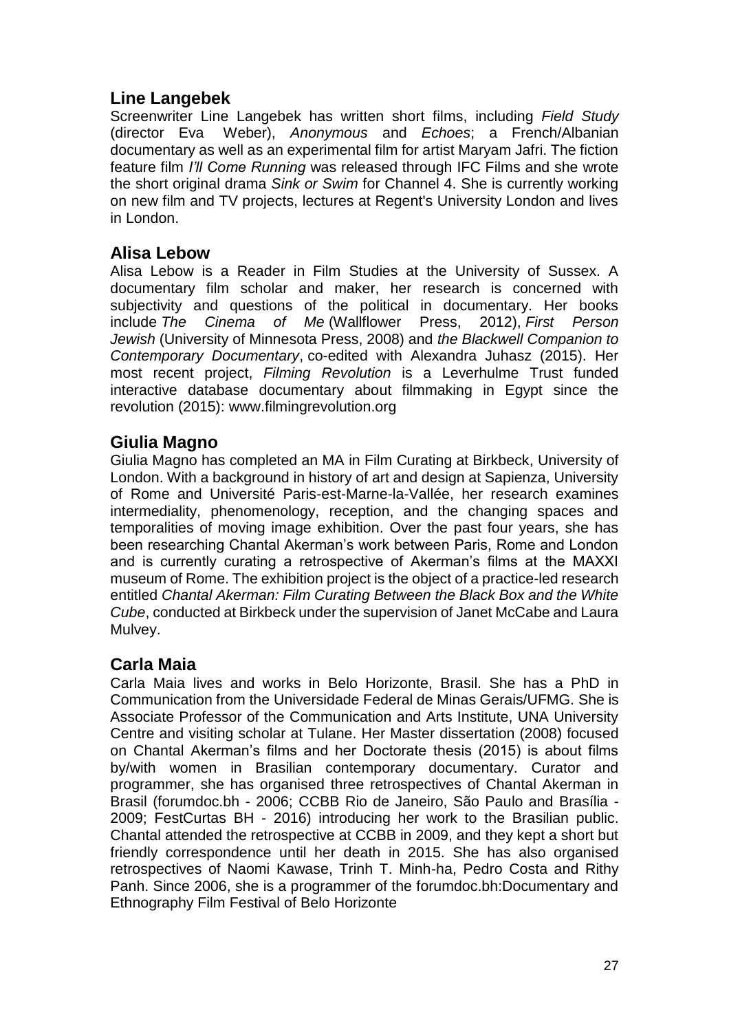## Line Langebek

Screenwriter Line Langebek has written short films, including *Field Study* (director Eva Weber), *Anonymous* and *Echoes*; a French/Albanian documentary as well as an experimental film for artist Maryam Jafri. The fiction feature film *I'll Come Running* was released through IFC Films and she wrote the short original drama *Sink or Swim* for Channel 4. She is currently working on new film and TV projects, lectures at Regent's University London and lives in London.

## Alisa Lebow

Alisa Lebow is a Reader in Film Studies at the University of Sussex. A documentary film scholar and maker, her research is concerned with subjectivity and questions of the political in documentary. Her books include *The Cinema of Me* (Wallflower Press, 2012), *First Person Jewish* (University of Minnesota Press, 2008) and *the Blackwell Companion to Contemporary Documentary*, co-edited with Alexandra Juhasz (2015). Her most recent project, *Filming Revolution* is a Leverhulme Trust funded interactive database documentary about filmmaking in Egypt since the revolution (2015): www.filmingrevolution.org

## Giulia Magno

Giulia Magno has completed an MA in Film Curating at Birkbeck, University of London. With a background in history of art and design at Sapienza, University of Rome and Université Paris-est-Marne-la-Vallée, her research examines intermediality, phenomenology, reception, and the changing spaces and temporalities of moving image exhibition. Over the past four years, she has been researching Chantal Akerman's work between Paris, Rome and London and is currently curating a retrospective of Akerman's films at the MAXXI museum of Rome. The exhibition project is the object of a practice-led research entitled *Chantal Akerman: Film Curating Between the Black Box and the White Cube*, conducted at Birkbeck under the supervision of Janet McCabe and Laura Mulvey.

## Carla Maia

Carla Maia lives and works in Belo Horizonte, Brasil. She has a PhD in Communication from the Universidade Federal de Minas Gerais/UFMG. She is Associate Professor of the Communication and Arts Institute, UNA University Centre and visiting scholar at Tulane. Her Master dissertation (2008) focused on Chantal Akerman's films and her Doctorate thesis (2015) is about films by/with women in Brasilian contemporary documentary. Curator and programmer, she has organised three retrospectives of Chantal Akerman in Brasil (forumdoc.bh - 2006; CCBB Rio de Janeiro, São Paulo and Brasília - 2009; FestCurtas BH - 2016) introducing her work to the Brasilian public. Chantal attended the retrospective at CCBB in 2009, and they kept a short but friendly correspondence until her death in 2015. She has also organised retrospectives of Naomi Kawase, Trinh T. Minh-ha, Pedro Costa and Rithy Panh. Since 2006, she is a programmer of the forumdoc.bh:Documentary and Ethnography Film Festival of Belo Horizonte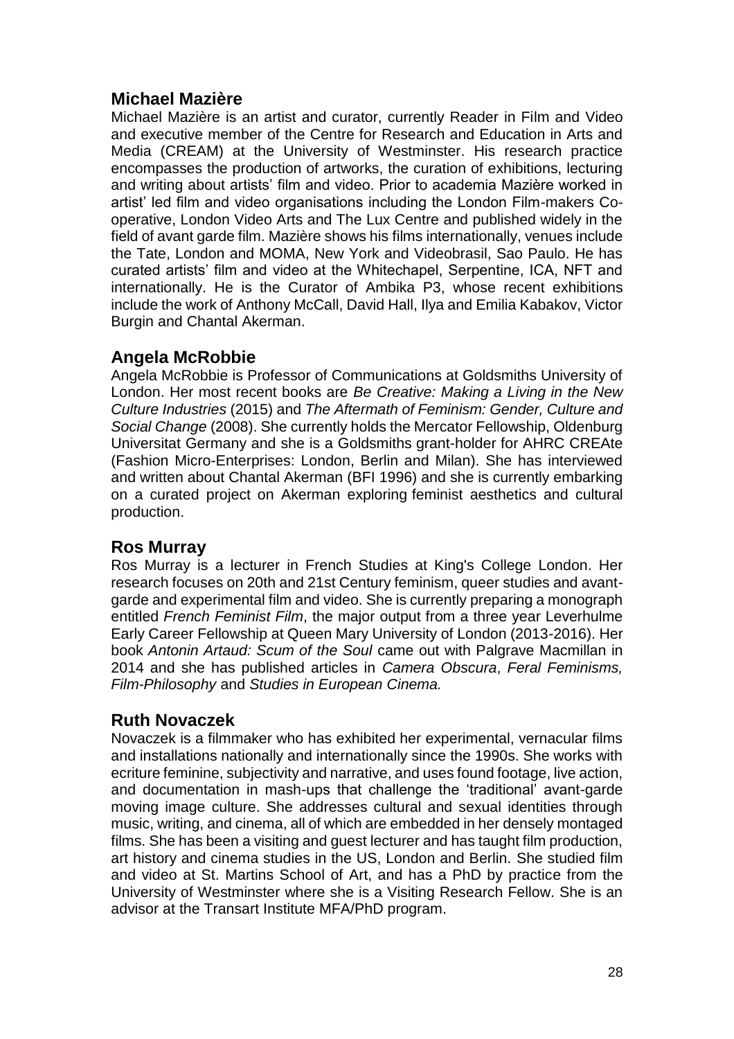## Michael Mazière

Michael Mazière is an artist and curator, currently Reader in Film and Video and executive member of the Centre for Research and Education in Arts and Media (CREAM) at the University of Westminster. His research practice encompasses the production of artworks, the curation of exhibitions, lecturing and writing about artists' film and video. Prior to academia Mazière worked in artist' led film and video organisations including the London Film-makers Co-operative, London Video Arts and The Lux Centre and published widely in the field of avant garde film. Mazière shows his films internationally, venues include the Tate, London and MOMA, New York and Videobrasil, Sao Paulo. He has curated artists' film and video at the Whitechapel, Serpentine, ICA, NFT and internationally. He is the Curator of Ambika P3, whose recent exhibitions include the work of Anthony McCall, David Hall, Ilya and Emilia Kabakov, Victor Burgin and Chantal Akerman.

## Angela McRobbie

Angela McRobbie is Professor of Communications at Goldsmiths University of London. Her most recent books are *Be Creative: Making a Living in the New Culture Industries* (2015) and *The Aftermath of Feminism: Gender, Culture and Social Change* (2008). She currently holds the Mercator Fellowship, Oldenburg Universitat Germany and she is a Goldsmiths grant-holder for AHRC CREAte (Fashion Micro-Enterprises: London, Berlin and Milan). She has interviewed and written about Chantal Akerman (BFI 1996) and she is currently embarking on a curated project on Akerman exploring feminist aesthetics and cultural production.

## Ros Murray

Ros Murray is a lecturer in French Studies at King's College London. Her research focuses on 20th and 21st Century feminism, queer studies and avant-garde and experimental film and video. She is currently preparing a monograph entitled *French Feminist Film*, the major output from a three year Leverhulme Early Career Fellowship at Queen Mary University of London (2013-2016). Her book *Antonin Artaud: Scum of the Soul* came out with Palgrave Macmillan in 2014 and she has published articles in *Camera Obscura*, *Feral Feminisms, Film-Philosophy* and *Studies in European Cinema.*

## Ruth Novaczek

Novaczek is a filmmaker who has exhibited her experimental, vernacular films and installations nationally and internationally since the 1990s. She works with ecriture feminine, subjectivity and narrative, and uses found footage, live action, and documentation in mash-ups that challenge the 'traditional' avant-garde moving image culture. She addresses cultural and sexual identities through music, writing, and cinema, all of which are embedded in her densely montaged films. She has been a visiting and guest lecturer and has taught film production, art history and cinema studies in the US, London and Berlin. She studied film and video at St. Martins School of Art, and has a PhD by practice from the University of Westminster where she is a Visiting Research Fellow. She is an advisor at the Transart Institute MFA/PhD program.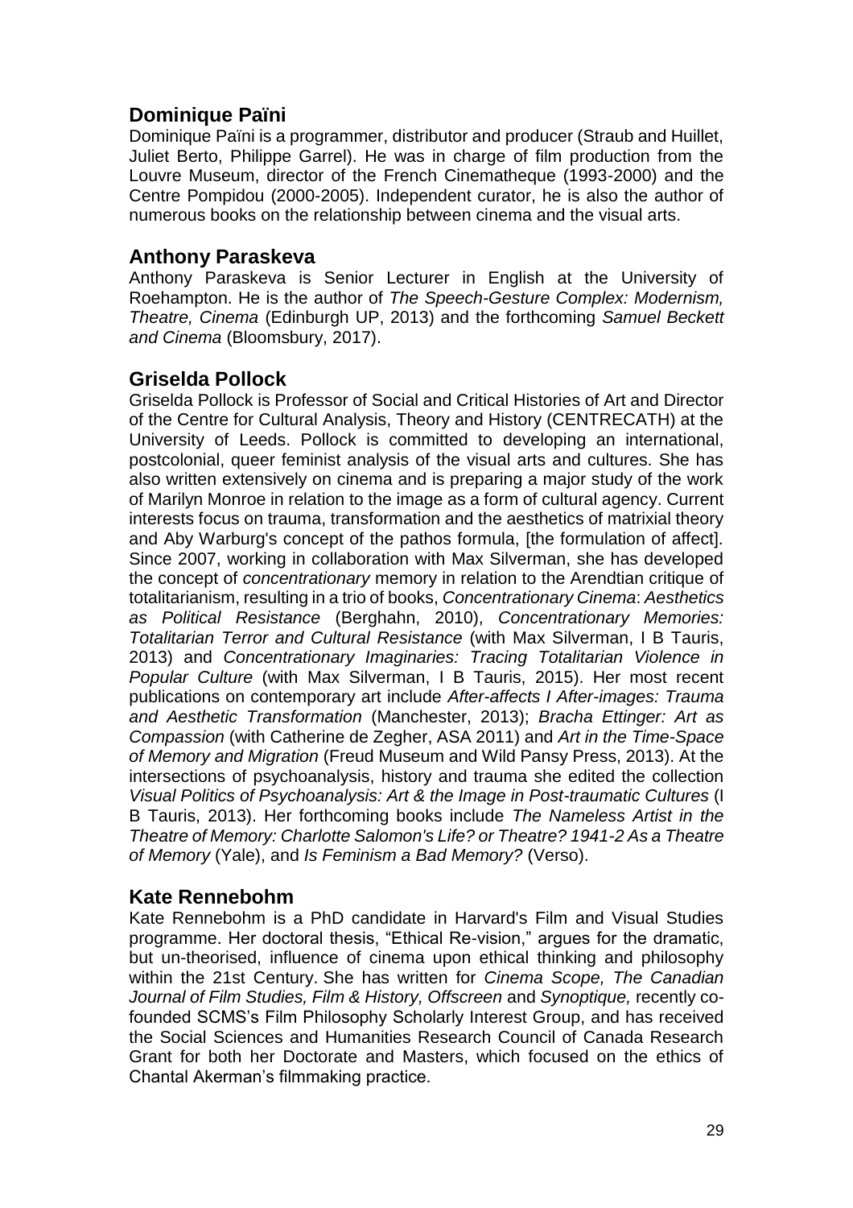## Dominique Païni

Dominique Païni is a programmer, distributor and producer (Straub and Huillet, Juliet Berto, Philippe Garrel). He was in charge of film production from the Louvre Museum, director of the French Cinematheque (1993-2000) and the Centre Pompidou (2000-2005). Independent curator, he is also the author of numerous books on the relationship between cinema and the visual arts.

## Anthony Paraskeva

Anthony Paraskeva is Senior Lecturer in English at the University of Roehampton. He is the author of *The Speech-Gesture Complex: Modernism, Theatre, Cinema* (Edinburgh UP, 2013) and the forthcoming *Samuel Beckett and Cinema* (Bloomsbury, 2017).

## Griselda Pollock

Griselda Pollock is Professor of Social and Critical Histories of Art and Director of the Centre for Cultural Analysis, Theory and History (CENTRECATH) at the University of Leeds. Pollock is committed to developing an international, postcolonial, queer feminist analysis of the visual arts and cultures. She has also written extensively on cinema and is preparing a major study of the work of Marilyn Monroe in relation to the image as a form of cultural agency. Current interests focus on trauma, transformation and the aesthetics of matrixial theory and Aby Warburg's concept of the pathos formula, [the formulation of affect]. Since 2007, working in collaboration with Max Silverman, she has developed the concept of *concentrationary* memory in relation to the Arendtian critique of totalitarianism, resulting in a trio of books, *Concentrationary Cinema*: *Aesthetics as Political Resistance* (Berghahn, 2010), *Concentrationary Memories: Totalitarian Terror and Cultural Resistance* (with Max Silverman, I B Tauris, 2013) and *Concentrationary Imaginaries: Tracing Totalitarian Violence in Popular Culture* (with Max Silverman, I B Tauris, 2015). Her most recent publications on contemporary art include *After-affects I After-images: Trauma and Aesthetic Transformation* (Manchester, 2013); *Bracha Ettinger: Art as Compassion* (with Catherine de Zegher, ASA 2011) and *Art in the Time-Space of Memory and Migration* (Freud Museum and Wild Pansy Press, 2013). At the intersections of psychoanalysis, history and trauma she edited the collection *Visual Politics of Psychoanalysis: Art & the Image in Post-traumatic Cultures* (I B Tauris, 2013). Her forthcoming books include *The Nameless Artist in the Theatre of Memory: Charlotte Salomon's Life? or Theatre? 1941-2 As a Theatre of Memory* (Yale), and *Is Feminism a Bad Memory?* (Verso).

## Kate Rennebohm

Kate Rennebohm is a PhD candidate in Harvard's Film and Visual Studies programme. Her doctoral thesis, "Ethical Re-vision," argues for the dramatic, but un-theorised, influence of cinema upon ethical thinking and philosophy within the 21st Century. She has written for *Cinema Scope, The Canadian Journal of Film Studies, Film & History, Offscreen* and *Synoptique,* recently co-founded SCMS's Film Philosophy Scholarly Interest Group, and has received the Social Sciences and Humanities Research Council of Canada Research Grant for both her Doctorate and Masters, which focused on the ethics of Chantal Akerman's filmmaking practice.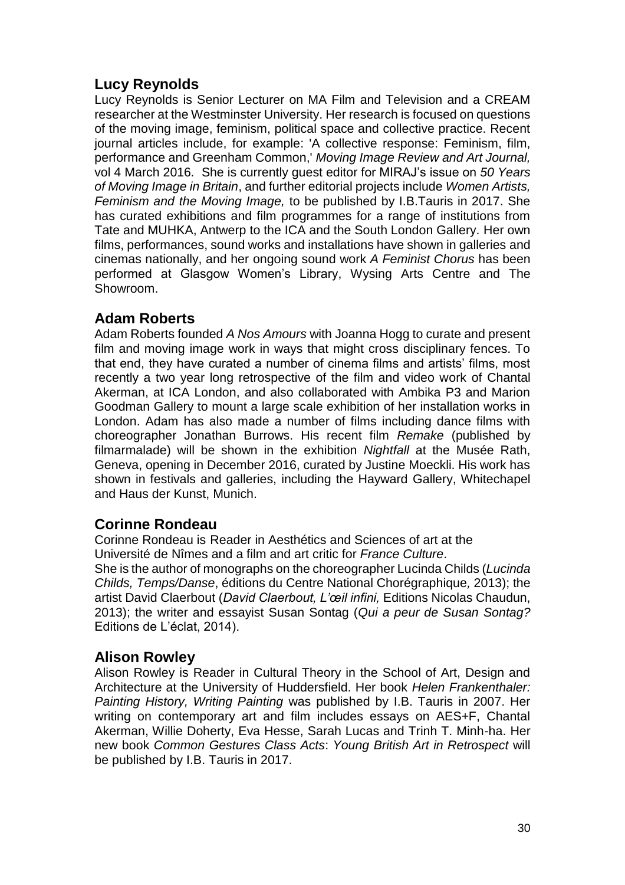## Lucy Reynolds

Lucy Reynolds is Senior Lecturer on MA Film and Television and a CREAM researcher at the Westminster University. Her research is focused on questions of the moving image, feminism, political space and collective practice. Recent journal articles include, for example: 'A collective response: Feminism, film, performance and Greenham Common,' *Moving Image Review and Art Journal,* vol 4 March 2016. She is currently guest editor for MIRAJ's issue on *50 Years of Moving Image in Britain*, and further editorial projects include *Women Artists, Feminism and the Moving Image,* to be published by I.B.Tauris in 2017. She has curated exhibitions and film programmes for a range of institutions from Tate and MUHKA, Antwerp to the ICA and the South London Gallery. Her own films, performances, sound works and installations have shown in galleries and cinemas nationally, and her ongoing sound work *A Feminist Chorus* has been performed at Glasgow Women's Library, Wysing Arts Centre and The Showroom.

## Adam Roberts

Adam Roberts founded *A Nos Amours* with Joanna Hogg to curate and present film and moving image work in ways that might cross disciplinary fences. To that end, they have curated a number of cinema films and artists' films, most recently a two year long retrospective of the film and video work of Chantal Akerman, at ICA London, and also collaborated with Ambika P3 and Marion Goodman Gallery to mount a large scale exhibition of her installation works in London. Adam has also made a number of films including dance films with choreographer Jonathan Burrows. His recent film *Remake* (published by filmarmalade) will be shown in the exhibition *Nightfall* at the Musée Rath, Geneva, opening in December 2016, curated by Justine Moeckli. His work has shown in festivals and galleries, including the Hayward Gallery, Whitechapel and Haus der Kunst, Munich.

## Corinne Rondeau

Corinne Rondeau is Reader in Aesthétics and Sciences of art at the Université de Nîmes and a film and art critic for *France Culture*.
She is the author of monographs on the choreographer Lucinda Childs (*Lucinda Childs, Temps/Danse*, éditions du Centre National Chorégraphique, 2013); the artist David Claerbout (*David Claerbout, L'œil infini,* Editions Nicolas Chaudun, 2013); the writer and essayist Susan Sontag (*Qui a peur de Susan Sontag?* Editions de L'éclat, 2014).

## Alison Rowley

Alison Rowley is Reader in Cultural Theory in the School of Art, Design and Architecture at the University of Huddersfield. Her book *Helen Frankenthaler: Painting History, Writing Painting* was published by I.B. Tauris in 2007. Her writing on contemporary art and film includes essays on AES+F, Chantal Akerman, Willie Doherty, Eva Hesse, Sarah Lucas and Trinh T. Minh-ha. Her new book *Common Gestures Class Acts*: *Young British Art in Retrospect* will be published by I.B. Tauris in 2017.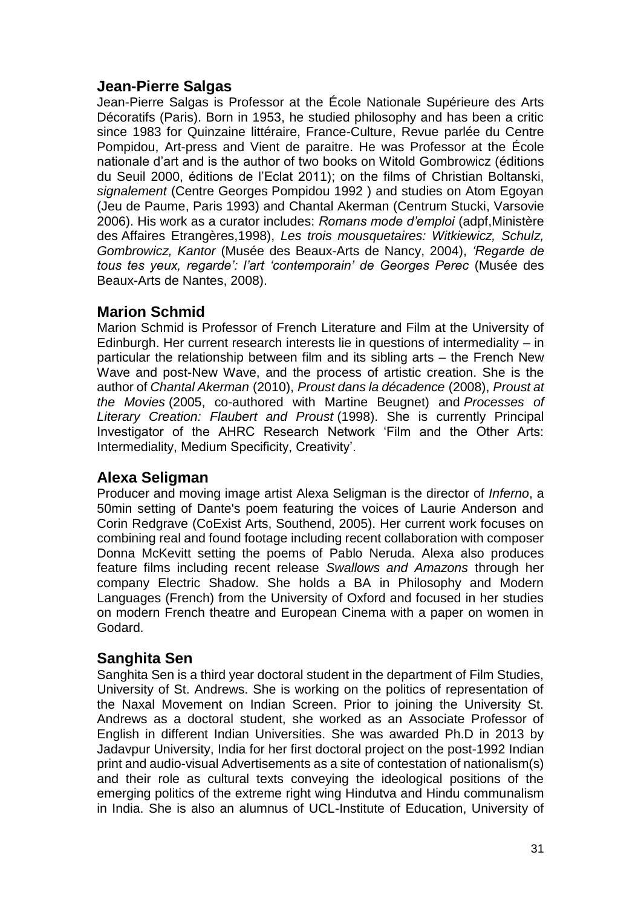## Jean-Pierre Salgas

Jean-Pierre Salgas is Professor at the École Nationale Supérieure des Arts Décoratifs (Paris). Born in 1953, he studied philosophy and has been a critic since 1983 for Quinzaine littéraire, France-Culture, Revue parlée du Centre Pompidou, Art-press and Vient de paraitre. He was Professor at the École nationale d'art and is the author of two books on Witold Gombrowicz (éditions du Seuil 2000, éditions de l'Eclat 2011); on the films of Christian Boltanski, *signalement* (Centre Georges Pompidou 1992 ) and studies on Atom Egoyan (Jeu de Paume, Paris 1993) and Chantal Akerman (Centrum Stucki, Varsovie 2006). His work as a curator includes: *Romans mode d'emploi* (adpf,Ministère des Affaires Etrangères,1998), *Les trois mousquetaires: Witkiewicz, Schulz, Gombrowicz, Kantor* (Musée des Beaux-Arts de Nancy, 2004), *'Regarde de tous tes yeux, regarde': l'art 'contemporain' de Georges Perec* (Musée des Beaux-Arts de Nantes, 2008).

## Marion Schmid

Marion Schmid is Professor of French Literature and Film at the University of Edinburgh. Her current research interests lie in questions of intermediality – in particular the relationship between film and its sibling arts – the French New Wave and post-New Wave, and the process of artistic creation. She is the author of *Chantal Akerman* (2010), *Proust dans la décadence* (2008), *Proust at the Movies* (2005, co-authored with Martine Beugnet) and *Processes of Literary Creation: Flaubert and Proust* (1998). She is currently Principal Investigator of the AHRC Research Network 'Film and the Other Arts: Intermediality, Medium Specificity, Creativity'.

## Alexa Seligman

Producer and moving image artist Alexa Seligman is the director of *Inferno*, a 50min setting of Dante's poem featuring the voices of Laurie Anderson and Corin Redgrave (CoExist Arts, Southend, 2005). Her current work focuses on combining real and found footage including recent collaboration with composer Donna McKevitt setting the poems of Pablo Neruda. Alexa also produces feature films including recent release *Swallows and Amazons* through her company Electric Shadow. She holds a BA in Philosophy and Modern Languages (French) from the University of Oxford and focused in her studies on modern French theatre and European Cinema with a paper on women in Godard.

## Sanghita Sen

Sanghita Sen is a third year doctoral student in the department of Film Studies, University of St. Andrews. She is working on the politics of representation of the Naxal Movement on Indian Screen. Prior to joining the University St. Andrews as a doctoral student, she worked as an Associate Professor of English in different Indian Universities. She was awarded Ph.D in 2013 by Jadavpur University, India for her first doctoral project on the post-1992 Indian print and audio-visual Advertisements as a site of contestation of nationalism(s) and their role as cultural texts conveying the ideological positions of the emerging politics of the extreme right wing Hindutva and Hindu communalism in India. She is also an alumnus of UCL-Institute of Education, University of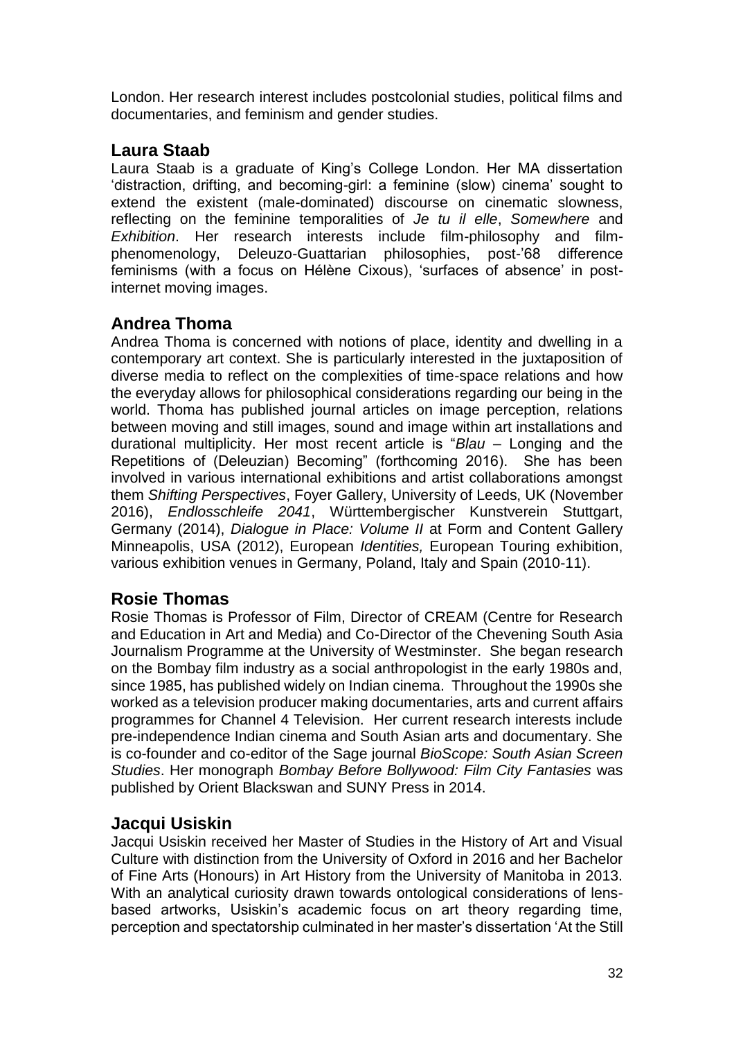London. Her research interest includes postcolonial studies, political films and documentaries, and feminism and gender studies.

## Laura Staab

Laura Staab is a graduate of King's College London. Her MA dissertation 'distraction, drifting, and becoming-girl: a feminine (slow) cinema' sought to extend the existent (male-dominated) discourse on cinematic slowness, reflecting on the feminine temporalities of *Je tu il elle*, *Somewhere* and *Exhibition*. Her research interests include film-philosophy and film-phenomenology, Deleuzo-Guattarian philosophies, post-'68 difference feminisms (with a focus on Hélène Cixous), 'surfaces of absence' in post-internet moving images.

## Andrea Thoma

Andrea Thoma is concerned with notions of place, identity and dwelling in a contemporary art context. She is particularly interested in the juxtaposition of diverse media to reflect on the complexities of time-space relations and how the everyday allows for philosophical considerations regarding our being in the world. Thoma has published journal articles on image perception, relations between moving and still images, sound and image within art installations and durational multiplicity. Her most recent article is "*Blau* – Longing and the Repetitions of (Deleuzian) Becoming" (forthcoming 2016). She has been involved in various international exhibitions and artist collaborations amongst them *Shifting Perspectives*, Foyer Gallery, University of Leeds, UK (November 2016), *Endlosschleife 2041*, Württembergischer Kunstverein Stuttgart, Germany (2014), *Dialogue in Place: Volume II* at Form and Content Gallery Minneapolis, USA (2012), European *Identities,* European Touring exhibition, various exhibition venues in Germany, Poland, Italy and Spain (2010-11).

## Rosie Thomas

Rosie Thomas is Professor of Film, Director of CREAM (Centre for Research and Education in Art and Media) and Co-Director of the Chevening South Asia Journalism Programme at the University of Westminster. She began research on the Bombay film industry as a social anthropologist in the early 1980s and, since 1985, has published widely on Indian cinema. Throughout the 1990s she worked as a television producer making documentaries, arts and current affairs programmes for Channel 4 Television. Her current research interests include pre-independence Indian cinema and South Asian arts and documentary. She is co-founder and co-editor of the Sage journal *BioScope: South Asian Screen Studies*. Her monograph *Bombay Before Bollywood: Film City Fantasies* was published by Orient Blackswan and SUNY Press in 2014.

## Jacqui Usiskin

Jacqui Usiskin received her Master of Studies in the History of Art and Visual Culture with distinction from the University of Oxford in 2016 and her Bachelor of Fine Arts (Honours) in Art History from the University of Manitoba in 2013. With an analytical curiosity drawn towards ontological considerations of lens-based artworks, Usiskin's academic focus on art theory regarding time, perception and spectatorship culminated in her master's dissertation 'At the Still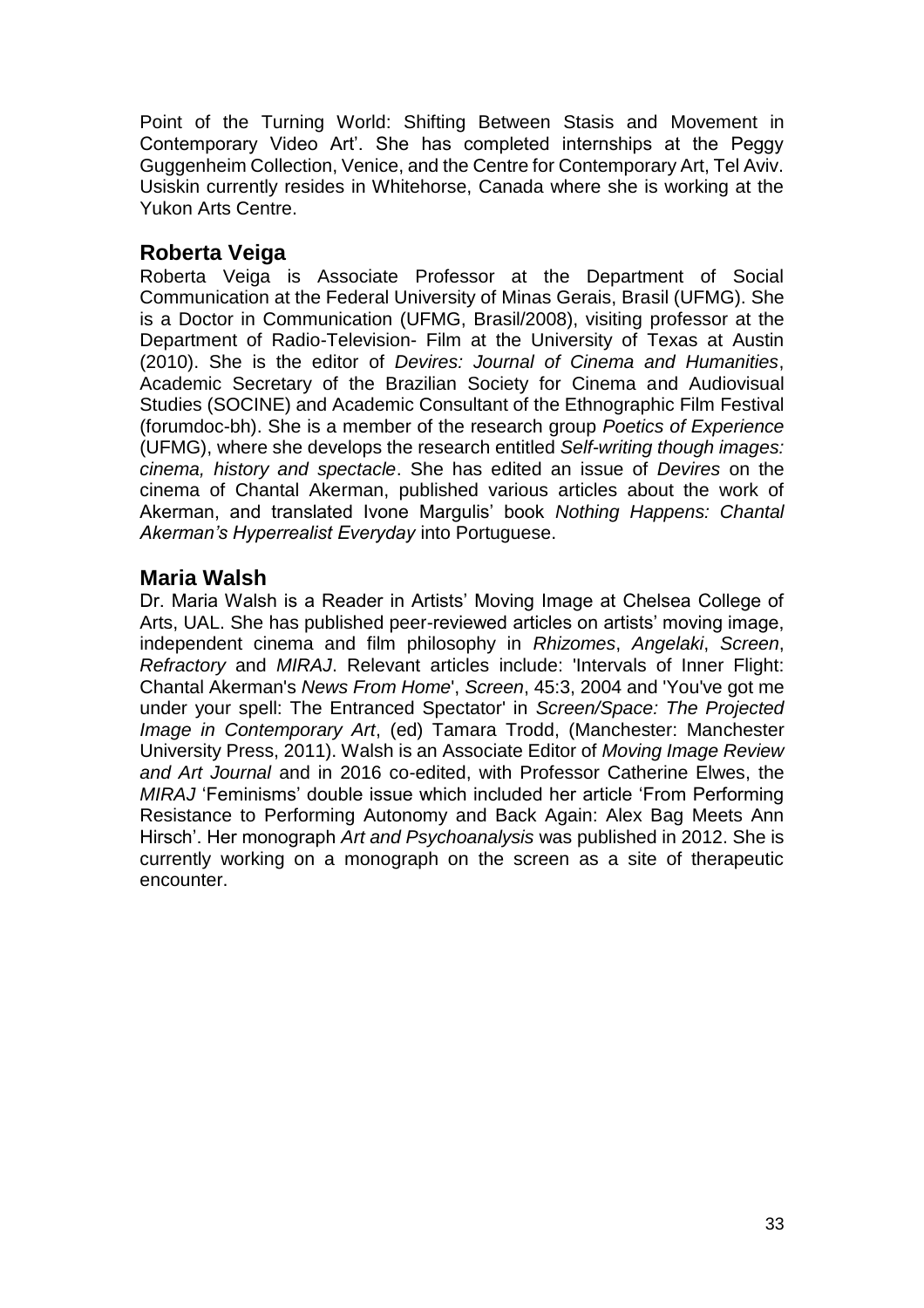Point of the Turning World: Shifting Between Stasis and Movement in Contemporary Video Art'. She has completed internships at the Peggy Guggenheim Collection, Venice, and the Centre for Contemporary Art, Tel Aviv. Usiskin currently resides in Whitehorse, Canada where she is working at the Yukon Arts Centre.

## Roberta Veiga

Roberta Veiga is Associate Professor at the Department of Social Communication at the Federal University of Minas Gerais, Brasil (UFMG). She is a Doctor in Communication (UFMG, Brasil/2008), visiting professor at the Department of Radio-Television- Film at the University of Texas at Austin (2010). She is the editor of *Devires: Journal of Cinema and Humanities*, Academic Secretary of the Brazilian Society for Cinema and Audiovisual Studies (SOCINE) and Academic Consultant of the Ethnographic Film Festival (forumdoc-bh). She is a member of the research group *Poetics of Experience* (UFMG), where she develops the research entitled *Self-writing though images: cinema, history and spectacle*. She has edited an issue of *Devires* on the cinema of Chantal Akerman, published various articles about the work of Akerman, and translated Ivone Margulis' book *Nothing Happens: Chantal Akerman's Hyperrealist Everyday* into Portuguese.

## Maria Walsh

Dr. Maria Walsh is a Reader in Artists' Moving Image at Chelsea College of Arts, UAL. She has published peer-reviewed articles on artists' moving image, independent cinema and film philosophy in *Rhizomes*, *Angelaki*, *Screen*, *Refractory* and *MIRAJ*. Relevant articles include: 'Intervals of Inner Flight: Chantal Akerman's *News From Home*', *Screen*, 45:3, 2004 and 'You've got me under your spell: The Entranced Spectator' in *Screen/Space: The Projected Image in Contemporary Art*, (ed) Tamara Trodd, (Manchester: Manchester University Press, 2011). Walsh is an Associate Editor of *Moving Image Review and Art Journal* and in 2016 co-edited, with Professor Catherine Elwes, the *MIRAJ* 'Feminisms' double issue which included her article 'From Performing Resistance to Performing Autonomy and Back Again: Alex Bag Meets Ann Hirsch'. Her monograph *Art and Psychoanalysis* was published in 2012. She is currently working on a monograph on the screen as a site of therapeutic encounter.